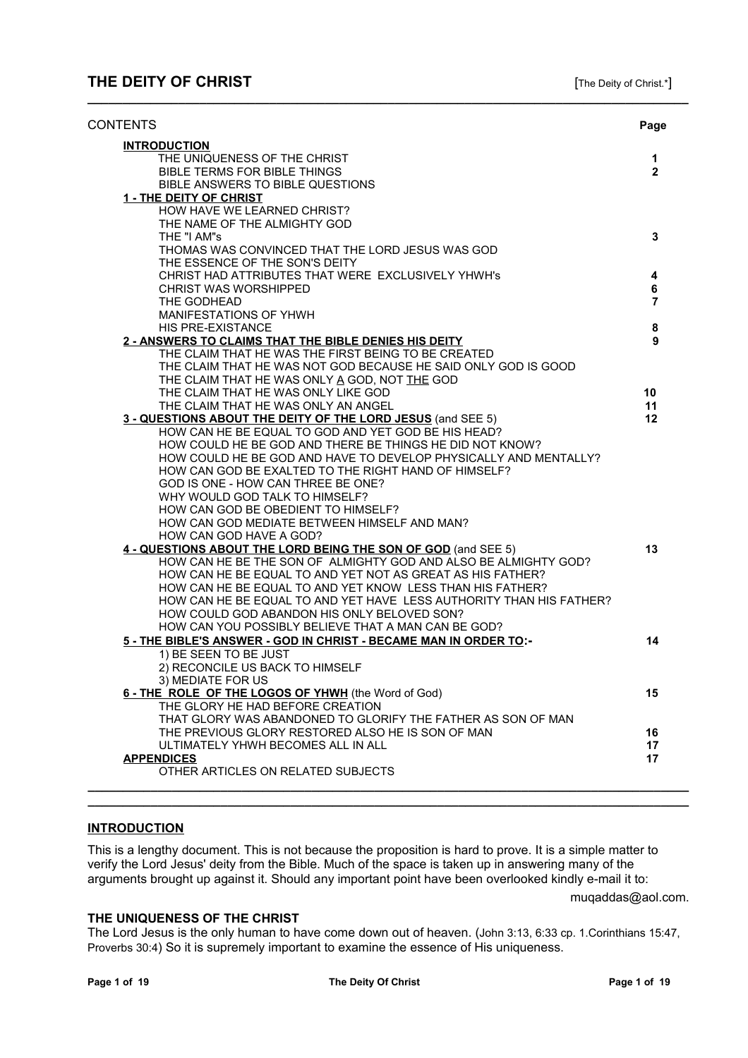# THE DEITY OF CHRIST

[The Deity of Christ.*]

| CONTENTS | Page |
|---|---|
| **INTRODUCTION** | |
| THE UNIQUENESS OF THE CHRIST | 1 |
| BIBLE TERMS FOR BIBLE THINGS | 2 |
| BIBLE ANSWERS TO BIBLE QUESTIONS | |
| **1 - THE DEITY OF CHRIST** | |
| HOW HAVE WE LEARNED CHRIST? | |
| THE NAME OF THE ALMIGHTY GOD | |
| THE "I AM"s | 3 |
| THOMAS WAS CONVINCED THAT THE LORD JESUS WAS GOD | |
| THE ESSENCE OF THE SON'S DEITY | |
| CHRIST HAD ATTRIBUTES THAT WERE EXCLUSIVELY YHWH's | 4 |
| CHRIST WAS WORSHIPPED | 6 |
| THE GODHEAD | 7 |
| MANIFESTATIONS OF YHWH | |
| HIS PRE-EXISTANCE | 8 |
| **2 - ANSWERS TO CLAIMS THAT THE BIBLE DENIES HIS DEITY** | 9 |
| THE CLAIM THAT HE WAS THE FIRST BEING TO BE CREATED | |
| THE CLAIM THAT HE WAS NOT GOD BECAUSE HE SAID ONLY GOD IS GOOD | |
| THE CLAIM THAT HE WAS ONLY A GOD, NOT THE GOD | |
| THE CLAIM THAT HE WAS ONLY LIKE GOD | 10 |
| THE CLAIM THAT HE WAS ONLY AN ANGEL | 11 |
| **3 - QUESTIONS ABOUT THE DEITY OF THE LORD JESUS** (and SEE 5) | 12 |
| HOW CAN HE BE EQUAL TO GOD AND YET GOD BE HIS HEAD? | |
| HOW COULD HE BE GOD AND THERE BE THINGS HE DID NOT KNOW? | |
| HOW COULD HE BE GOD AND HAVE TO DEVELOP PHYSICALLY AND MENTALLY? | |
| HOW CAN GOD BE EXALTED TO THE RIGHT HAND OF HIMSELF? | |
| GOD IS ONE - HOW CAN THREE BE ONE? | |
| WHY WOULD GOD TALK TO HIMSELF? | |
| HOW CAN GOD BE OBEDIENT TO HIMSELF? | |
| HOW CAN GOD MEDIATE BETWEEN HIMSELF AND MAN? | |
| HOW CAN GOD HAVE A GOD? | |
| **4 - QUESTIONS ABOUT THE LORD BEING THE SON OF GOD** (and SEE 5) | 13 |
| HOW CAN HE BE THE SON OF ALMIGHTY GOD AND ALSO BE ALMIGHTY GOD? | |
| HOW CAN HE BE EQUAL TO AND YET NOT AS GREAT AS HIS FATHER? | |
| HOW CAN HE BE EQUAL TO AND YET KNOW LESS THAN HIS FATHER? | |
| HOW CAN HE BE EQUAL TO AND YET HAVE LESS AUTHORITY THAN HIS FATHER? | |
| HOW COULD GOD ABANDON HIS ONLY BELOVED SON? | |
| HOW CAN YOU POSSIBLY BELIEVE THAT A MAN CAN BE GOD? | |
| **5 - THE BIBLE'S ANSWER - GOD IN CHRIST - BECAME MAN IN ORDER TO:-** | 14 |
| 1) BE SEEN TO BE JUST | |
| 2) RECONCILE US BACK TO HIMSELF | |
| 3) MEDIATE FOR US | |
| **6 - THE ROLE OF THE LOGOS OF YHWH** (the Word of God) | 15 |
| THE GLORY HE HAD BEFORE CREATION | |
| THAT GLORY WAS ABANDONED TO GLORIFY THE FATHER AS SON OF MAN | |
| THE PREVIOUS GLORY RESTORED ALSO HE IS SON OF MAN | 16 |
| ULTIMATELY YHWH BECOMES ALL IN ALL | 17 |
| **APPENDICES** | 17 |
| OTHER ARTICLES ON RELATED SUBJECTS | |

## INTRODUCTION

This is a lengthy document. This is not because the proposition is hard to prove. It is a simple matter to verify the Lord Jesus' deity from the Bible. Much of the space is taken up in answering many of the arguments brought up against it. Should any important point have been overlooked kindly e-mail it to:

muqaddas@aol.com.

### THE UNIQUENESS OF THE CHRIST

The Lord Jesus is the only human to have come down out of heaven. (John 3:13, 6:33 cp. 1.Corinthians 15:47, Proverbs 30:4) So it is supremely important to examine the essence of His uniqueness.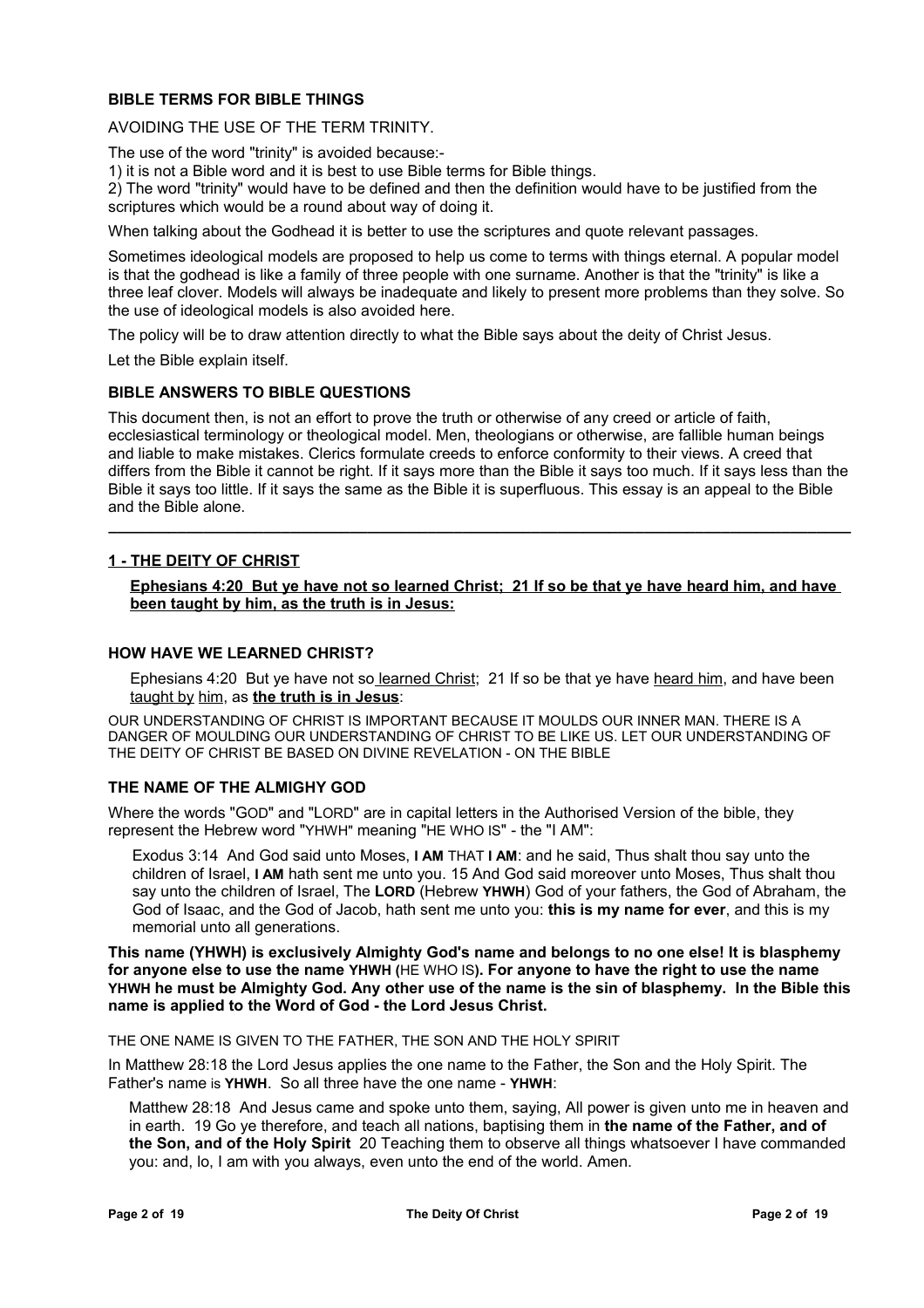**BIBLE TERMS FOR BIBLE THINGS**

AVOIDING THE USE OF THE TERM TRINITY.

The use of the word "trinity" is avoided because:-

1) it is not a Bible word and it is best to use Bible terms for Bible things.
2) The word "trinity" would have to be defined and then the definition would have to be justified from the scriptures which would be a round about way of doing it.

When talking about the Godhead it is better to use the scriptures and quote relevant passages.

Sometimes ideological models are proposed to help us come to terms with things eternal. A popular model is that the godhead is like a family of three people with one surname. Another is that the "trinity" is like a three leaf clover. Models will always be inadequate and likely to present more problems than they solve. So the use of ideological models is also avoided here.

The policy will be to draw attention directly to what the Bible says about the deity of Christ Jesus.

Let the Bible explain itself.

**BIBLE ANSWERS TO BIBLE QUESTIONS**

This document then, is not an effort to prove the truth or otherwise of any creed or article of faith, ecclesiastical terminology or theological model. Men, theologians or otherwise, are fallible human beings and liable to make mistakes. Clerics formulate creeds to enforce conformity to their views. A creed that differs from the Bible it cannot be right. If it says more than the Bible it says too much. If it says less than the Bible it says too little. If it says the same as the Bible it is superfluous. This essay is an appeal to the Bible and the Bible alone.

---

**1 - THE DEITY OF CHRIST**

> **Ephesians 4:20 But ye have not so learned Christ; 21 If so be that ye have heard him, and have been taught by him, as the truth is in Jesus:**

**HOW HAVE WE LEARNED CHRIST?**

> Ephesians 4:20 But ye have not so learned Christ; 21 If so be that ye have heard him, and have been taught by him, as **the truth is in Jesus**:

OUR UNDERSTANDING OF CHRIST IS IMPORTANT BECAUSE IT MOULDS OUR INNER MAN. THERE IS A DANGER OF MOULDING OUR UNDERSTANDING OF CHRIST TO BE LIKE US. LET OUR UNDERSTANDING OF THE DEITY OF CHRIST BE BASED ON DIVINE REVELATION - ON THE BIBLE

**THE NAME OF THE ALMIGHY GOD**

Where the words "GOD" and "LORD" are in capital letters in the Authorised Version of the bible, they represent the Hebrew word "YHWH" meaning "HE WHO IS" - the "I AM":

> Exodus 3:14 And God said unto Moses, **I AM** THAT **I AM**: and he said, Thus shalt thou say unto the children of Israel, **I AM** hath sent me unto you. 15 And God said moreover unto Moses, Thus shalt thou say unto the children of Israel, The **LORD** (Hebrew **YHWH**) God of your fathers, the God of Abraham, the God of Isaac, and the God of Jacob, hath sent me unto you: **this is my name for ever**, and this is my memorial unto all generations.

**This name (YHWH) is exclusively Almighty God's name and belongs to no one else! It is blasphemy for anyone else to use the name YHWH (**HE WHO IS**). For anyone to have the right to use the name YHWH he must be Almighty God. Any other use of the name is the sin of blasphemy. In the Bible this name is applied to the Word of God - the Lord Jesus Christ.**

THE ONE NAME IS GIVEN TO THE FATHER, THE SON AND THE HOLY SPIRIT

In Matthew 28:18 the Lord Jesus applies the one name to the Father, the Son and the Holy Spirit. The Father's name is **YHWH**. So all three have the one name - **YHWH**:

> Matthew 28:18 And Jesus came and spoke unto them, saying, All power is given unto me in heaven and in earth. 19 Go ye therefore, and teach all nations, baptising them in **the name of the Father, and of the Son, and of the Holy Spirit** 20 Teaching them to observe all things whatsoever I have commanded you: and, lo, I am with you always, even unto the end of the world. Amen.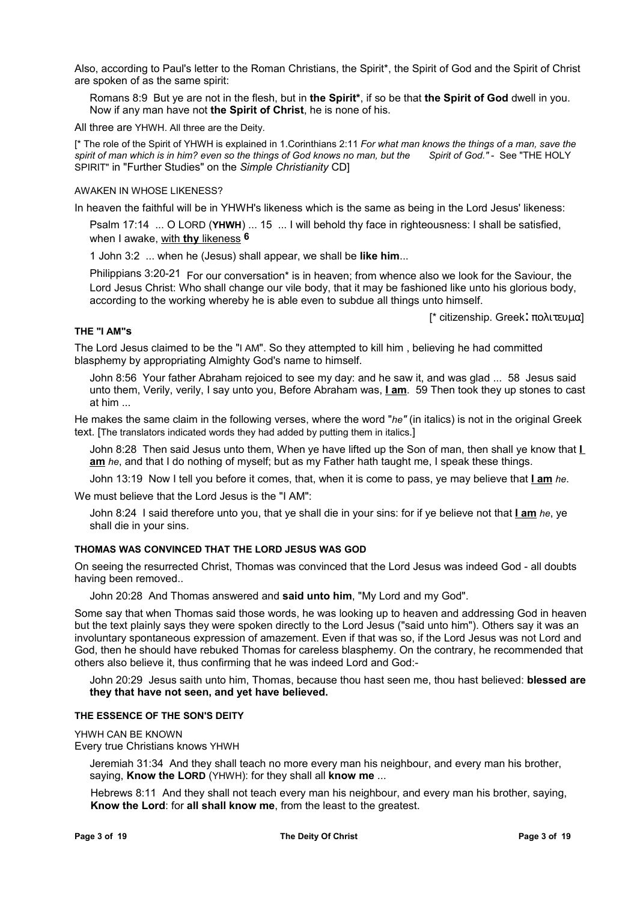Also, according to Paul's letter to the Roman Christians, the Spirit*, the Spirit of God and the Spirit of Christ are spoken of as the same spirit:

> Romans 8:9 But ye are not in the flesh, but in **the Spirit***, if so be that **the Spirit of God** dwell in you. Now if any man have not **the Spirit of Christ**, he is none of his.

All three are YHWH. All three are the Deity.

[* The role of the Spirit of YHWH is explained in 1.Corinthians 2:11 *For what man knows the things of a man, save the spirit of man which is in him? even so the things of God knows no man, but the Spirit of God."* - See "THE HOLY SPIRIT" in "Further Studies" on the *Simple Christianity* CD]

AWAKEN IN WHOSE LIKENESS?

In heaven the faithful will be in YHWH's likeness which is the same as being in the Lord Jesus' likeness:

> Psalm 17:14 ... O LORD (**YHWH**) ... 15 ... I will behold thy face in righteousness: I shall be satisfied, when I awake, <u>with **thy** likeness</u> **6**

> 1 John 3:2 ... when he (Jesus) shall appear, we shall be **like him**...

> Philippians 3:20-21 For our conversation* is in heaven; from whence also we look for the Saviour, the Lord Jesus Christ: Who shall change our vile body, that it may be fashioned like unto his glorious body, according to the working whereby he is able even to subdue all things unto himself.

[* citizenship. Greek**:** πολιτευμα]

**THE "I AM"s**

The Lord Jesus claimed to be the "I AM". So they attempted to kill him , believing he had committed blasphemy by appropriating Almighty God's name to himself.

> John 8:56 Your father Abraham rejoiced to see my day: and he saw it, and was glad ... 58 Jesus said unto them, Verily, verily, I say unto you, Before Abraham was, <u>**I am**</u>. 59 Then took they up stones to cast at him ...

He makes the same claim in the following verses, where the word "*he"* (in italics) is not in the original Greek text. [The translators indicated words they had added by putting them in italics.]

> John 8:28 Then said Jesus unto them, When ye have lifted up the Son of man, then shall ye know that <u>**I am**</u> *he*, and that I do nothing of myself; but as my Father hath taught me, I speak these things.

> John 13:19 Now I tell you before it comes, that, when it is come to pass, ye may believe that <u>**I am**</u> *he*.

We must believe that the Lord Jesus is the "I AM":

> John 8:24 I said therefore unto you, that ye shall die in your sins: for if ye believe not that <u>**I am**</u> *he*, ye shall die in your sins.

**THOMAS WAS CONVINCED THAT THE LORD JESUS WAS GOD**

On seeing the resurrected Christ, Thomas was convinced that the Lord Jesus was indeed God - all doubts having been removed..

> John 20:28 And Thomas answered and **said unto him**, "My Lord and my God".

Some say that when Thomas said those words, he was looking up to heaven and addressing God in heaven but the text plainly says they were spoken directly to the Lord Jesus ("said unto him"). Others say it was an involuntary spontaneous expression of amazement. Even if that was so, if the Lord Jesus was not Lord and God, then he should have rebuked Thomas for careless blasphemy. On the contrary, he recommended that others also believe it, thus confirming that he was indeed Lord and God:-

> John 20:29 Jesus saith unto him, Thomas, because thou hast seen me, thou hast believed: **blessed are they that have not seen, and yet have believed.**

**THE ESSENCE OF THE SON'S DEITY**

YHWH CAN BE KNOWN

Every true Christians knows YHWH

> Jeremiah 31:34 And they shall teach no more every man his neighbour, and every man his brother, saying, **Know the LORD** (YHWH): for they shall all **know me** ...

> Hebrews 8:11 And they shall not teach every man his neighbour, and every man his brother, saying, **Know the Lord**: for **all shall know me**, from the least to the greatest.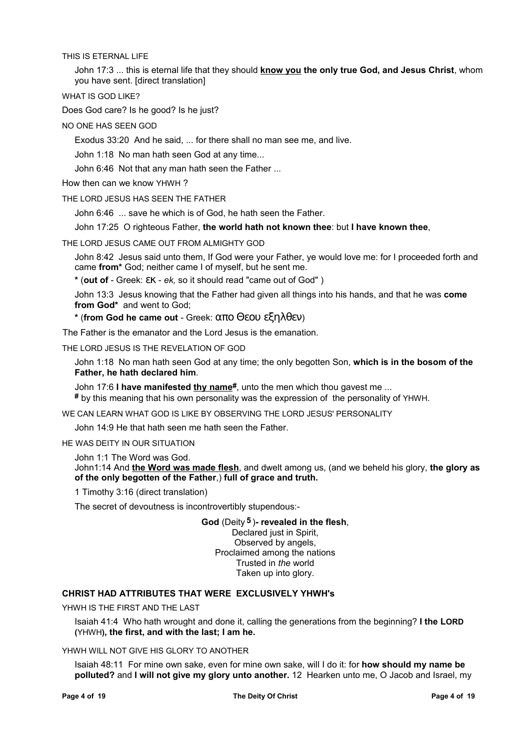THIS IS ETERNAL LIFE

John 17:3 ... this is eternal life that they should **know you the only true God, and Jesus Christ**, whom you have sent. [direct translation]

WHAT IS GOD LIKE?

Does God care? Is he good? Is he just?

NO ONE HAS SEEN GOD

Exodus 33:20 And he said, ... for there shall no man see me, and live.

John 1:18 No man hath seen God at any time...

John 6:46 Not that any man hath seen the Father ...

How then can we know YHWH ?

THE LORD JESUS HAS SEEN THE FATHER

John 6:46 ... save he which is of God, he hath seen the Father.

John 17:25 O righteous Father, **the world hath not known thee**: but **I have known thee**,

THE LORD JESUS CAME OUT FROM ALMIGHTY GOD

John 8:42 Jesus said unto them, If God were your Father, ye would love me: for I proceeded forth and came **from*** God; neither came I of myself, but he sent me.

* (**out of** - Greek: εκ - *ek,* so it should read "came out of God" )

John 13:3 Jesus knowing that the Father had given all things into his hands, and that he was **come from God*** and went to God;

* (**from God he came out** - Greek: απο Θεου εξηλθεν)

The Father is the emanator and the Lord Jesus is the emanation.

THE LORD JESUS IS THE REVELATION OF GOD

John 1:18 No man hath seen God at any time; the only begotten Son, **which is in the bosom of the Father, he hath declared him**.

John 17:6 **I have manifested thy name[#]**, unto the men which thou gavest me ...
[#] by this meaning that his own personality was the expression of the personality of YHWH.

WE CAN LEARN WHAT GOD IS LIKE BY OBSERVING THE LORD JESUS' PERSONALITY

John 14:9 He that hath seen me hath seen the Father.

HE WAS DEITY IN OUR SITUATION

John 1:1 The Word was God.
John1:14 And **the Word was made flesh**, and dwelt among us, (and we beheld his glory, **the glory as of the only begotten of the Father**,) **full of grace and truth.**

1 Timothy 3:16 (direct translation)

The secret of devoutness is incontrovertibly stupendous:-

**God** (Deity [5])**- revealed in the flesh**,
Declared just in Spirit,
Observed by angels,
Proclaimed among the nations
Trusted in *the* world
Taken up into glory.

## CHRIST HAD ATTRIBUTES THAT WERE EXCLUSIVELY YHWH's

YHWH IS THE FIRST AND THE LAST

Isaiah 41:4 Who hath wrought and done it, calling the generations from the beginning? **I the LORD (**YHWH**), the first, and with the last; I am he.**

YHWH WILL NOT GIVE HIS GLORY TO ANOTHER

Isaiah 48:11 For mine own sake, even for mine own sake, will I do it: for **how should my name be polluted?** and **I will not give my glory unto another.** 12 Hearken unto me, O Jacob and Israel, my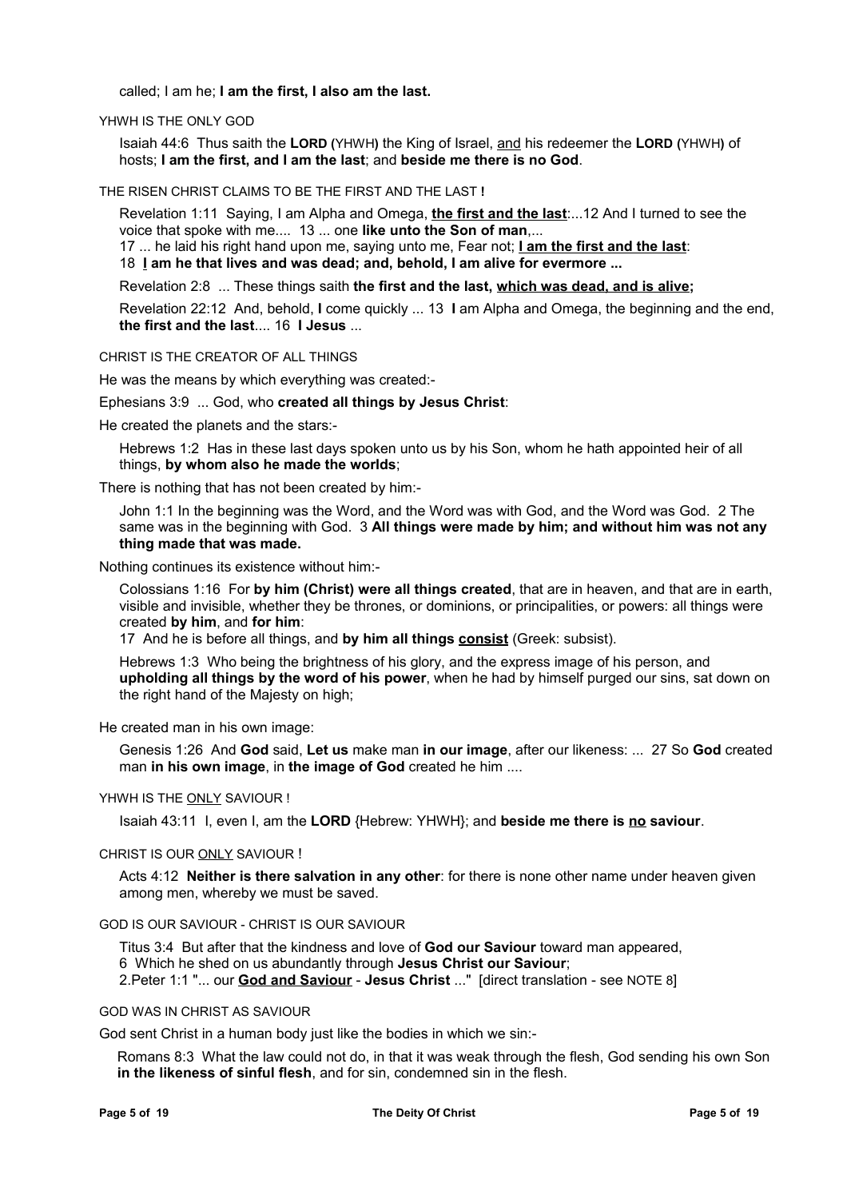called; I am he; **I am the first, I also am the last.**

YHWH IS THE ONLY GOD

Isaiah 44:6 Thus saith the **LORD (**YHWH**)** the King of Israel, <u>and</u> his redeemer the **LORD (**YHWH**)** of hosts; **I am the first, and I am the last**; and **beside me there is no God**.

THE RISEN CHRIST CLAIMS TO BE THE FIRST AND THE LAST **!**

Revelation 1:11 Saying, I am Alpha and Omega, **<u>the first and the last</u>**:...12 And I turned to see the voice that spoke with me.... 13 ... one **like unto the Son of man**,...
17 ... he laid his right hand upon me, saying unto me, Fear not; **<u>I am the first and the last</u>**:
18 **<u>I</u> am he that lives and was dead; and, behold, I am alive for evermore ...**

Revelation 2:8 ... These things saith **the first and the last, <u>which was dead, and is alive;</u>**

Revelation 22:12 And, behold, **I** come quickly ... 13 **I** am Alpha and Omega, the beginning and the end, **the first and the last**.... 16 **I Jesus** ...

CHRIST IS THE CREATOR OF ALL THINGS

He was the means by which everything was created:-

Ephesians 3:9 ... God, who **created all things by Jesus Christ**:

He created the planets and the stars:-

Hebrews 1:2 Has in these last days spoken unto us by his Son, whom he hath appointed heir of all things, **by whom also he made the worlds**;

There is nothing that has not been created by him:-

John 1:1 In the beginning was the Word, and the Word was with God, and the Word was God. 2 The same was in the beginning with God. 3 **All things were made by him; and without him was not any thing made that was made.**

Nothing continues its existence without him:-

Colossians 1:16 For **by him (Christ) were all things created**, that are in heaven, and that are in earth, visible and invisible, whether they be thrones, or dominions, or principalities, or powers: all things were created **by him**, and **for him**:
17 And he is before all things, and **by him all things <u>consist</u>** (Greek: subsist).

Hebrews 1:3 Who being the brightness of his glory, and the express image of his person, and **upholding all things by the word of his power**, when he had by himself purged our sins, sat down on the right hand of the Majesty on high;

He created man in his own image:

Genesis 1:26 And **God** said, **Let us** make man **in our image**, after our likeness: ... 27 So **God** created man **in his own image**, in **the image of God** created he him ....

YHWH IS THE <u>ONLY</u> SAVIOUR !

Isaiah 43:11 I, even I, am the **LORD** {Hebrew: YHWH}; and **beside me there is <u>no</u> saviour**.

CHRIST IS OUR <u>ONLY</u> SAVIOUR !

Acts 4:12 **Neither is there salvation in any other**: for there is none other name under heaven given among men, whereby we must be saved.

GOD IS OUR SAVIOUR - CHRIST IS OUR SAVIOUR

Titus 3:4 But after that the kindness and love of **God our Saviour** toward man appeared,
6 Which he shed on us abundantly through **Jesus Christ our Saviour**;
2.Peter 1:1 "... our **<u>God and Saviour</u>** - **Jesus Christ** ..." [direct translation - see NOTE 8]

GOD WAS IN CHRIST AS SAVIOUR

God sent Christ in a human body just like the bodies in which we sin:-

Romans 8:3 What the law could not do, in that it was weak through the flesh, God sending his own Son **in the likeness of sinful flesh**, and for sin, condemned sin in the flesh.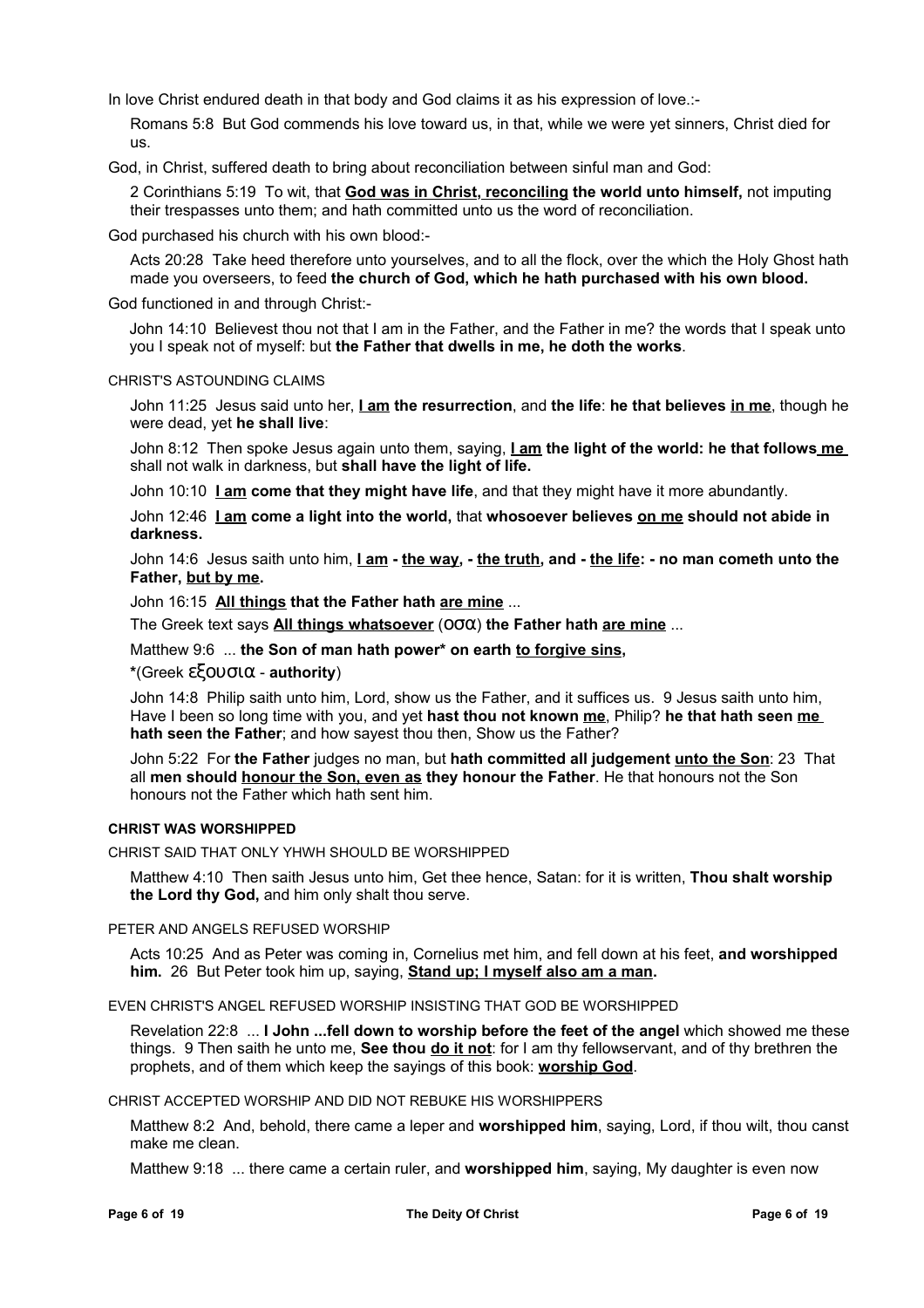In love Christ endured death in that body and God claims it as his expression of love.:-

> Romans 5:8 But God commends his love toward us, in that, while we were yet sinners, Christ died for us.

God, in Christ, suffered death to bring about reconciliation between sinful man and God:

> 2 Corinthians 5:19 To wit, that **<u>God was in Christ, reconciling</u> the world unto himself,** not imputing their trespasses unto them; and hath committed unto us the word of reconciliation.

God purchased his church with his own blood:-

> Acts 20:28 Take heed therefore unto yourselves, and to all the flock, over the which the Holy Ghost hath made you overseers, to feed **the church of God, which he hath purchased with his own blood.**

God functioned in and through Christ:-

> John 14:10 Believest thou not that I am in the Father, and the Father in me? the words that I speak unto you I speak not of myself: but **the Father that dwells in me, he doth the works**.

CHRIST'S ASTOUNDING CLAIMS

> John 11:25 Jesus said unto her, **<u>I am</u> the resurrection**, and **the life**: **he that believes <u>in me</u>**, though he were dead, yet **he shall live**:
>
> John 8:12 Then spoke Jesus again unto them, saying, **<u>I am</u> the light of the world: he that follows <u>me</u>** shall not walk in darkness, but **shall have the light of life.**
>
> John 10:10 **<u>I am</u> come that they might have life**, and that they might have it more abundantly.
>
> John 12:46 **<u>I am</u> come a light into the world,** that **whosoever believes <u>on me</u> should not abide in darkness.**
>
> John 14:6 Jesus saith unto him, **<u>I am</u> - <u>the way</u>, - <u>the truth</u>, and - <u>the life</u>: - no man cometh unto the Father, <u>but by me</u>.**
>
> John 16:15 **<u>All things</u> that the Father hath <u>are mine</u>** ...
>
> The Greek text says **<u>All things whatsoever</u>** (οσα) **the Father hath <u>are mine</u>** ...
>
> Matthew 9:6 ... **the Son of man hath power* on earth <u>to forgive sins</u>,**
>
> *(Greek εξουσια - **authority**)
>
> John 14:8 Philip saith unto him, Lord, show us the Father, and it suffices us. 9 Jesus saith unto him, Have I been so long time with you, and yet **hast thou not known <u>me</u>**, Philip? **he that hath seen <u>me</u> hath seen the Father**; and how sayest thou then, Show us the Father?
>
> John 5:22 For **the Father** judges no man, but **hath committed all judgement <u>unto the Son</u>**: 23 That all **men should <u>honour the Son, even as</u> they honour the Father**. He that honours not the Son honours not the Father which hath sent him.

**CHRIST WAS WORSHIPPED**

CHRIST SAID THAT ONLY YHWH SHOULD BE WORSHIPPED

> Matthew 4:10 Then saith Jesus unto him, Get thee hence, Satan: for it is written, **Thou shalt worship the Lord thy God,** and him only shalt thou serve.

PETER AND ANGELS REFUSED WORSHIP

> Acts 10:25 And as Peter was coming in, Cornelius met him, and fell down at his feet, **and worshipped him.** 26 But Peter took him up, saying, **<u>Stand up; I myself also am a man</u>.**

EVEN CHRIST'S ANGEL REFUSED WORSHIP INSISTING THAT GOD BE WORSHIPPED

> Revelation 22:8 ... **I John ...fell down to worship before the feet of the angel** which showed me these things. 9 Then saith he unto me, **See thou <u>do it not</u>**: for I am thy fellowservant, and of thy brethren the prophets, and of them which keep the sayings of this book: **<u>worship God</u>**.

CHRIST ACCEPTED WORSHIP AND DID NOT REBUKE HIS WORSHIPPERS

> Matthew 8:2 And, behold, there came a leper and **worshipped him**, saying, Lord, if thou wilt, thou canst make me clean.
>
> Matthew 9:18 ... there came a certain ruler, and **worshipped him**, saying, My daughter is even now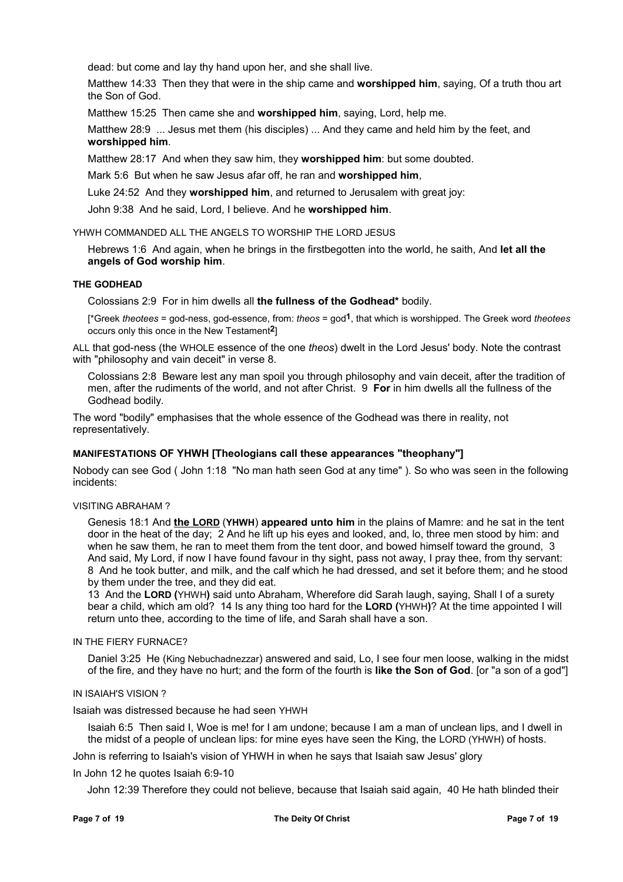dead: but come and lay thy hand upon her, and she shall live.

Matthew 14:33 Then they that were in the ship came and **worshipped him**, saying, Of a truth thou art the Son of God.

Matthew 15:25 Then came she and **worshipped him**, saying, Lord, help me.

Matthew 28:9 ... Jesus met them (his disciples) ... And they came and held him by the feet, and **worshipped him**.

Matthew 28:17 And when they saw him, they **worshipped him**: but some doubted.

Mark 5:6 But when he saw Jesus afar off, he ran and **worshipped him**,

Luke 24:52 And they **worshipped him**, and returned to Jerusalem with great joy:

John 9:38 And he said, Lord, I believe. And he **worshipped him**.

YHWH COMMANDED ALL THE ANGELS TO WORSHIP THE LORD JESUS

Hebrews 1:6 And again, when he brings in the firstbegotten into the world, he saith, And **let all the angels of God worship him**.

### THE GODHEAD

Colossians 2:9 For in him dwells all **the fullness of the Godhead*** bodily.

[*Greek *theotees* = god-ness, god-essence, from: *theos* = god[1], that which is worshipped. The Greek word *theotees* occurs only this once in the New Testament[2]]

ALL that god-ness (the WHOLE essence of the one *theos*) dwelt in the Lord Jesus' body. Note the contrast with "philosophy and vain deceit" in verse 8.

Colossians 2:8 Beware lest any man spoil you through philosophy and vain deceit, after the tradition of men, after the rudiments of the world, and not after Christ. 9 **For** in him dwells all the fullness of the Godhead bodily.

The word "bodily" emphasises that the whole essence of the Godhead was there in reality, not representatively.

### MANIFESTATIONS OF YHWH [Theologians call these appearances "theophany"]

Nobody can see God ( John 1:18 "No man hath seen God at any time" ). So who was seen in the following incidents:

VISITING ABRAHAM ?

Genesis 18:1 And **the LORD** (**YHWH**) **appeared unto him** in the plains of Mamre: and he sat in the tent door in the heat of the day; 2 And he lift up his eyes and looked, and, lo, three men stood by him: and when he saw them, he ran to meet them from the tent door, and bowed himself toward the ground, 3 And said, My Lord, if now I have found favour in thy sight, pass not away, I pray thee, from thy servant: 8 And he took butter, and milk, and the calf which he had dressed, and set it before them; and he stood by them under the tree, and they did eat.

13 And the **LORD (**YHWH**)** said unto Abraham, Wherefore did Sarah laugh, saying, Shall I of a surety bear a child, which am old? 14 Is any thing too hard for the **LORD (**YHWH**)**? At the time appointed I will return unto thee, according to the time of life, and Sarah shall have a son.

IN THE FIERY FURNACE?

Daniel 3:25 He (King Nebuchadnezzar) answered and said, Lo, I see four men loose, walking in the midst of the fire, and they have no hurt; and the form of the fourth is **like the Son of God**. [or "a son of a god"]

IN ISAIAH'S VISION ?

Isaiah was distressed because he had seen YHWH

Isaiah 6:5 Then said I, Woe is me! for I am undone; because I am a man of unclean lips, and I dwell in the midst of a people of unclean lips: for mine eyes have seen the King, the LORD (YHWH) of hosts.

John is referring to Isaiah's vision of YHWH in when he says that Isaiah saw Jesus' glory

In John 12 he quotes Isaiah 6:9-10

John 12:39 Therefore they could not believe, because that Isaiah said again, 40 He hath blinded their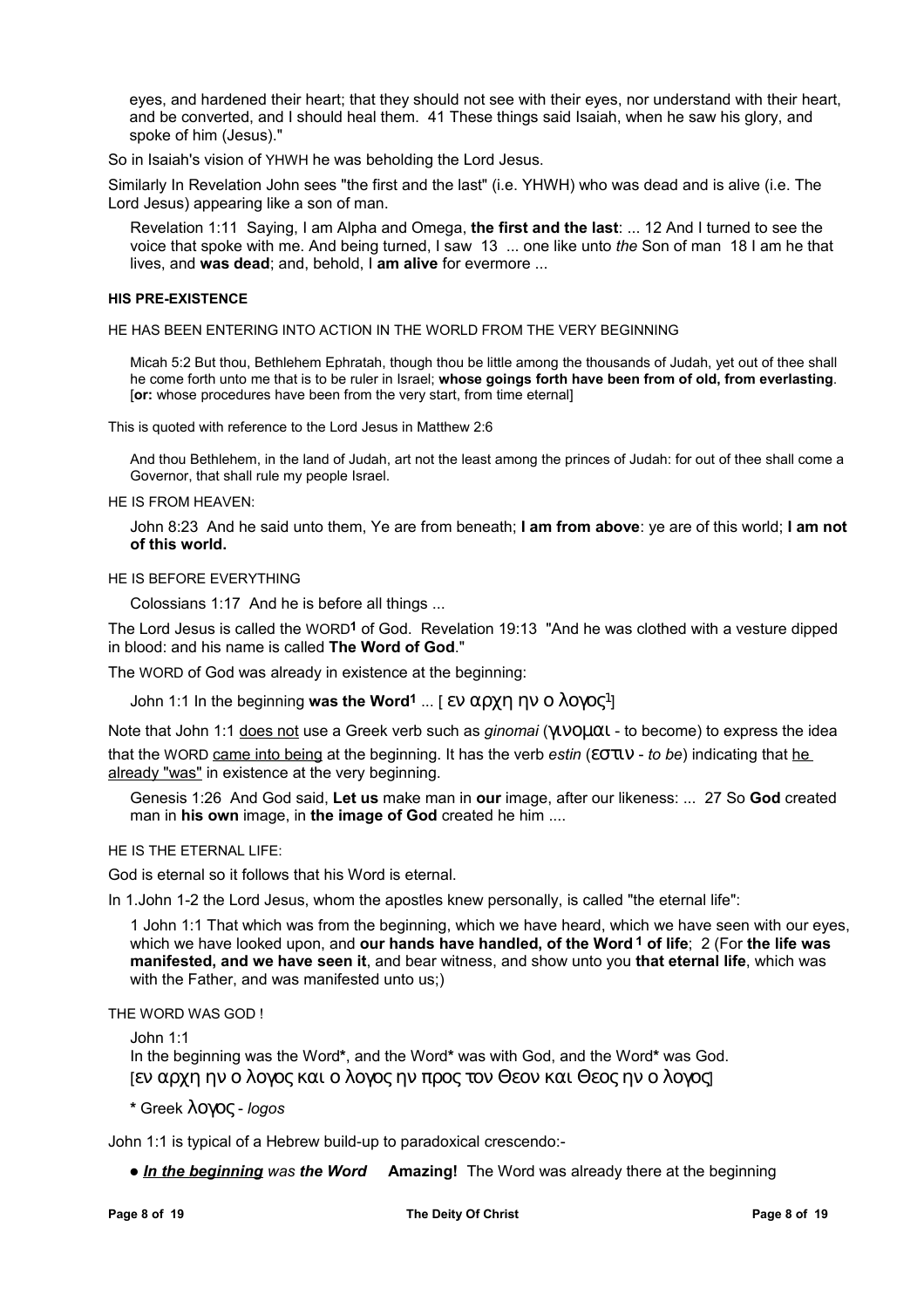eyes, and hardened their heart; that they should not see with their eyes, nor understand with their heart, and be converted, and I should heal them. 41 These things said Isaiah, when he saw his glory, and spoke of him (Jesus)."

So in Isaiah's vision of YHWH he was beholding the Lord Jesus.

Similarly In Revelation John sees "the first and the last" (i.e. YHWH) who was dead and is alive (i.e. The Lord Jesus) appearing like a son of man.

> Revelation 1:11 Saying, I am Alpha and Omega, **the first and the last**: ... 12 And I turned to see the voice that spoke with me. And being turned, I saw 13 ... one like unto *the* Son of man 18 I am he that lives, and **was dead**; and, behold, I **am alive** for evermore ...

#### HIS PRE-EXISTENCE

HE HAS BEEN ENTERING INTO ACTION IN THE WORLD FROM THE VERY BEGINNING

> Micah 5:2 But thou, Bethlehem Ephratah, though thou be little among the thousands of Judah, yet out of thee shall he come forth unto me that is to be ruler in Israel; **whose goings forth have been from of old, from everlasting**. [**or:** whose procedures have been from the very start, from time eternal]

This is quoted with reference to the Lord Jesus in Matthew 2:6

> And thou Bethlehem, in the land of Judah, art not the least among the princes of Judah: for out of thee shall come a Governor, that shall rule my people Israel.

HE IS FROM HEAVEN:

> John 8:23 And he said unto them, Ye are from beneath; **I am from above**: ye are of this world; **I am not of this world.**

HE IS BEFORE EVERYTHING

> Colossians 1:17 And he is before all things ...

The Lord Jesus is called the WORD**[1]** of God. Revelation 19:13 "And he was clothed with a vesture dipped in blood: and his name is called **The Word of God**."

The WORD of God was already in existence at the beginning:

> John 1:1 In the beginning **was the Word[1]** ... [ εν αρχη ην ο λογος[1]]

Note that John 1:1 <u>does not</u> use a Greek verb such as *ginomai* (γινομαι - to become) to express the idea that the WORD <u>came into being</u> at the beginning. It has the verb *estin* (εστιν - *to be*) indicating that <u>he already "was"</u> in existence at the very beginning.

> Genesis 1:26 And God said, **Let us** make man in **our** image, after our likeness: ... 27 So **God** created man in **his own** image, in **the image of God** created he him ....

HE IS THE ETERNAL LIFE:

God is eternal so it follows that his Word is eternal.

In 1.John 1-2 the Lord Jesus, whom the apostles knew personally, is called "the eternal life":

> 1 John 1:1 That which was from the beginning, which we have heard, which we have seen with our eyes, which we have looked upon, and **our hands have handled, of the Word [1] of life**; 2 (For **the life was manifested, and we have seen it**, and bear witness, and show unto you **that eternal life**, which was with the Father, and was manifested unto us;)

THE WORD WAS GOD !

> John 1:1
> In the beginning was the Word**\***, and the Word**\*** was with God, and the Word**\*** was God.
> [εν αρχη ην ο λογος και ο λογος ην προς τον Θεον και Θεος ην ο λογος]
>
> **\*** Greek λογος - *logos*

John 1:1 is typical of a Hebrew build-up to paradoxical crescendo:-

- ***<u>In the beginning</u>*** *was* ***the Word*** **Amazing!** The Word was already there at the beginning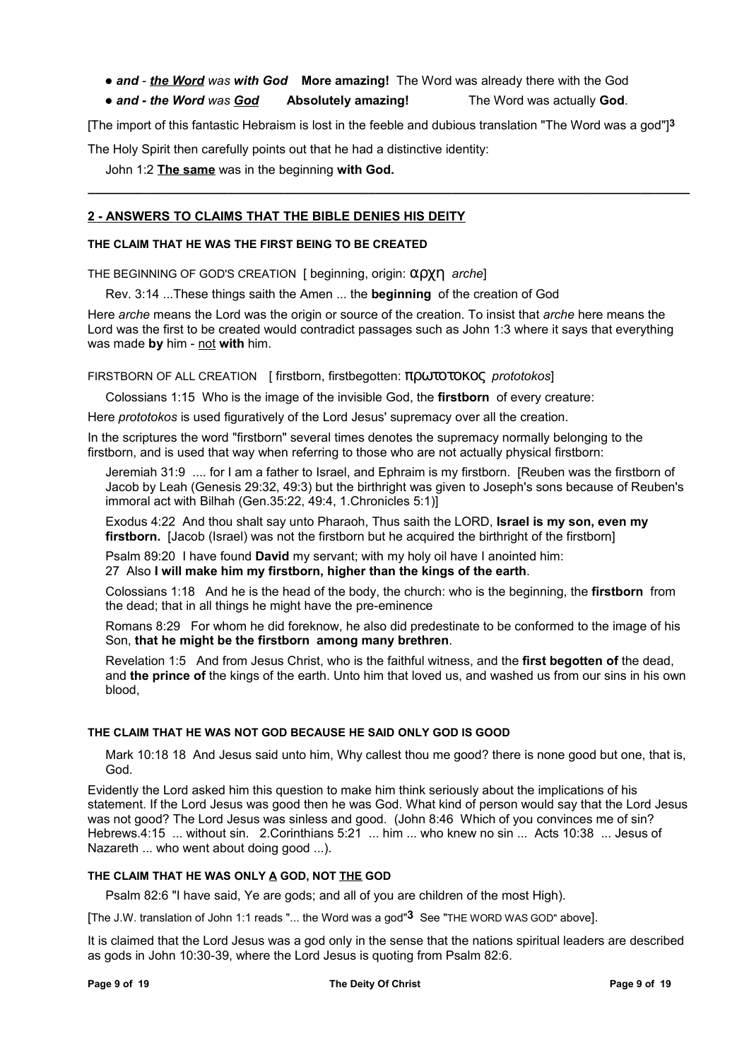- ***and** - **__the Word__** was **with God***   **More amazing!** The Word was already there with the God
- ***and - the Word** was **__God__***   **Absolutely amazing!**   The Word was actually **God**.

[The import of this fantastic Hebraism is lost in the feeble and dubious translation "The Word was a god"][3]

The Holy Spirit then carefully points out that he had a distinctive identity:

> John 1:2 **__The same__** was in the beginning **with God.**

---

## 2 - ANSWERS TO CLAIMS THAT THE BIBLE DENIES HIS DEITY

### THE CLAIM THAT HE WAS THE FIRST BEING TO BE CREATED

THE BEGINNING OF GOD'S CREATION [ beginning, origin: αρχη *arche*]

> Rev. 3:14 ...These things saith the Amen ... the **beginning** of the creation of God

Here *arche* means the Lord was the origin or source of the creation. To insist that *arche* here means the Lord was the first to be created would contradict passages such as John 1:3 where it says that everything was made **by** him - __not__ **with** him.

FIRSTBORN OF ALL CREATION [ firstborn, firstbegotten: πρωτοτοκος *prototokos*]

> Colossians 1:15 Who is the image of the invisible God, the **firstborn** of every creature:

Here *prototokos* is used figuratively of the Lord Jesus' supremacy over all the creation.

In the scriptures the word "firstborn" several times denotes the supremacy normally belonging to the firstborn, and is used that way when referring to those who are not actually physical firstborn:

> Jeremiah 31:9 .... for I am a father to Israel, and Ephraim is my firstborn. [Reuben was the firstborn of Jacob by Leah (Genesis 29:32, 49:3) but the birthright was given to Joseph's sons because of Reuben's immoral act with Bilhah (Gen.35:22, 49:4, 1.Chronicles 5:1)]
>
> Exodus 4:22 And thou shalt say unto Pharaoh, Thus saith the LORD, **Israel is my son, even my firstborn.** [Jacob (Israel) was not the firstborn but he acquired the birthright of the firstborn]
>
> Psalm 89:20 I have found **David** my servant; with my holy oil have I anointed him:
> 27 Also **I will make him my firstborn, higher than the kings of the earth**.
>
> Colossians 1:18 And he is the head of the body, the church: who is the beginning, the **firstborn** from the dead; that in all things he might have the pre-eminence
>
> Romans 8:29 For whom he did foreknow, he also did predestinate to be conformed to the image of his Son, **that he might be the firstborn among many brethren**.
>
> Revelation 1:5 And from Jesus Christ, who is the faithful witness, and the **first begotten of** the dead, and **the prince of** the kings of the earth. Unto him that loved us, and washed us from our sins in his own blood,

### THE CLAIM THAT HE WAS NOT GOD BECAUSE HE SAID ONLY GOD IS GOOD

> Mark 10:18 18 And Jesus said unto him, Why callest thou me good? there is none good but one, that is, God.

Evidently the Lord asked him this question to make him think seriously about the implications of his statement. If the Lord Jesus was good then he was God. What kind of person would say that the Lord Jesus was not good? The Lord Jesus was sinless and good. (John 8:46 Which of you convinces me of sin? Hebrews.4:15 ... without sin. 2.Corinthians 5:21 ... him ... who knew no sin ... Acts 10:38 ... Jesus of Nazareth ... who went about doing good ...).

### THE CLAIM THAT HE WAS ONLY __A__ GOD, NOT __THE__ GOD

> Psalm 82:6 "I have said, Ye are gods; and all of you are children of the most High).

[The J.W. translation of John 1:1 reads "... the Word was a god"[3] See "THE WORD WAS GOD" above].

It is claimed that the Lord Jesus was a god only in the sense that the nations spiritual leaders are described as gods in John 10:30-39, where the Lord Jesus is quoting from Psalm 82:6.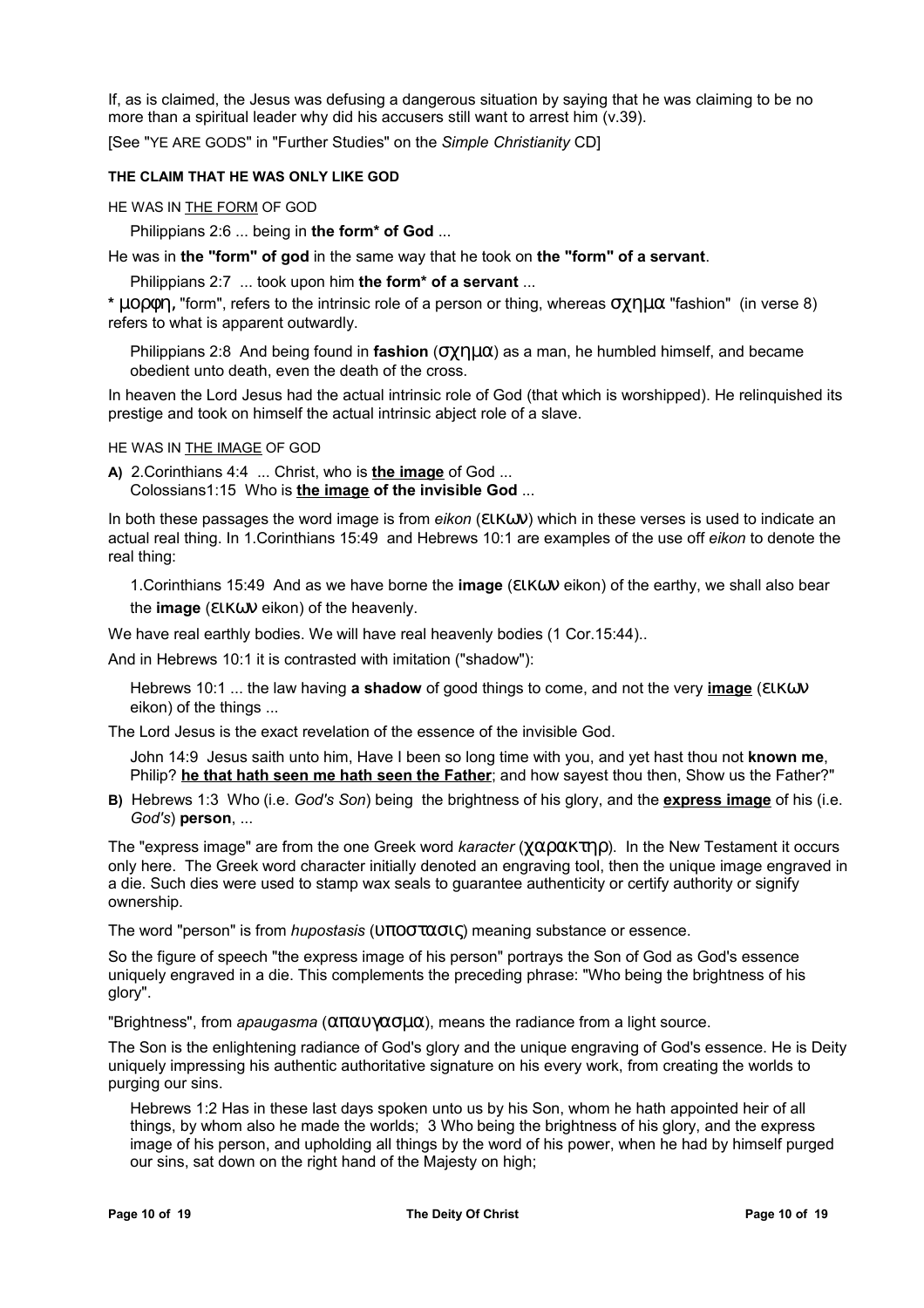If, as is claimed, the Jesus was defusing a dangerous situation by saying that he was claiming to be no more than a spiritual leader why did his accusers still want to arrest him (v.39).

[See "YE ARE GODS" in "Further Studies" on the *Simple Christianity* CD]

#### THE CLAIM THAT HE WAS ONLY LIKE GOD

HE WAS IN <u>THE FORM</u> OF GOD

> Philippians 2:6 ... being in **the form* of God** ...

He was in **the "form" of god** in the same way that he took on **the "form" of a servant**.

> Philippians 2:7 ... took upon him **the form* of a servant** ...

**\*** μορφη**,** "form", refers to the intrinsic role of a person or thing, whereas σχημα "fashion" (in verse 8) refers to what is apparent outwardly.

> Philippians 2:8 And being found in **fashion** (σχημα) as a man, he humbled himself, and became obedient unto death, even the death of the cross.

In heaven the Lord Jesus had the actual intrinsic role of God (that which is worshipped). He relinquished its prestige and took on himself the actual intrinsic abject role of a slave.

HE WAS IN <u>THE IMAGE</u> OF GOD

**A)** 2.Corinthians 4:4 ... Christ, who is **<u>the image</u>** of God ...
Colossians1:15 Who is **<u>the image</u> of the invisible God** ...

In both these passages the word image is from *eikon* (εικων) which in these verses is used to indicate an actual real thing. In 1.Corinthians 15:49 and Hebrews 10:1 are examples of the use off *eikon* to denote the real thing:

> 1.Corinthians 15:49 And as we have borne the **image** (εικων eikon) of the earthy, we shall also bear the **image** (εικων eikon) of the heavenly.

We have real earthly bodies. We will have real heavenly bodies (1 Cor.15:44)..

And in Hebrews 10:1 it is contrasted with imitation ("shadow"):

> Hebrews 10:1 ... the law having **a shadow** of good things to come, and not the very **<u>image</u>** (εικων eikon) of the things ...

The Lord Jesus is the exact revelation of the essence of the invisible God.

> John 14:9 Jesus saith unto him, Have I been so long time with you, and yet hast thou not **known me**, Philip? **<u>he that hath seen me hath seen the Father</u>**; and how sayest thou then, Show us the Father?"

**B)** Hebrews 1:3 Who (i.e. *God's Son*) being the brightness of his glory, and the **<u>express image</u>** of his (i.e. *God's*) **person**, ...

The "express image" are from the one Greek word *karacter* (χαρακτηρ). In the New Testament it occurs only here. The Greek word character initially denoted an engraving tool, then the unique image engraved in a die. Such dies were used to stamp wax seals to guarantee authenticity or certify authority or signify ownership.

The word "person" is from *hupostasis* (υποστασις) meaning substance or essence.

So the figure of speech "the express image of his person" portrays the Son of God as God's essence uniquely engraved in a die. This complements the preceding phrase: "Who being the brightness of his glory".

"Brightness", from *apaugasma* (απαυγασμα), means the radiance from a light source.

The Son is the enlightening radiance of God's glory and the unique engraving of God's essence. He is Deity uniquely impressing his authentic authoritative signature on his every work, from creating the worlds to purging our sins.

> Hebrews 1:2 Has in these last days spoken unto us by his Son, whom he hath appointed heir of all things, by whom also he made the worlds; 3 Who being the brightness of his glory, and the express image of his person, and upholding all things by the word of his power, when he had by himself purged our sins, sat down on the right hand of the Majesty on high;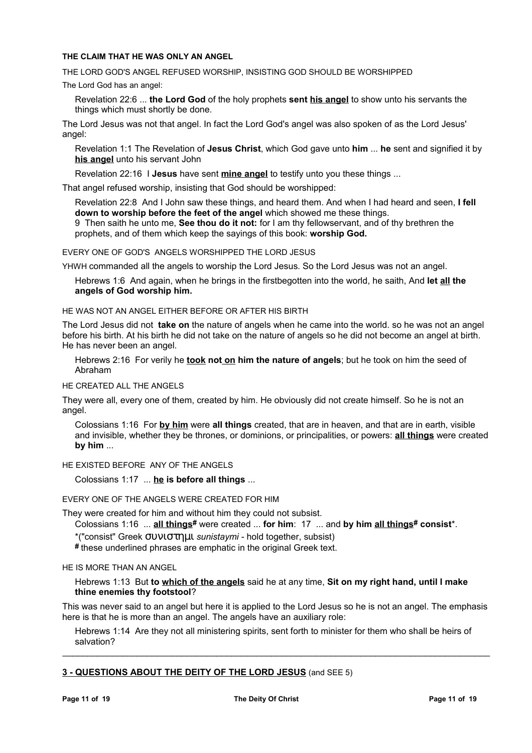### THE CLAIM THAT HE WAS ONLY AN ANGEL

#### THE LORD GOD'S ANGEL REFUSED WORSHIP, INSISTING GOD SHOULD BE WORSHIPPED

The Lord God has an angel:

> Revelation 22:6 ... **the Lord God** of the holy prophets **sent** **<u>his angel</u>** to show unto his servants the things which must shortly be done.

The Lord Jesus was not that angel. In fact the Lord God's angel was also spoken of as the Lord Jesus' angel:

> Revelation 1:1 The Revelation of **Jesus Christ**, which God gave unto **him** ... **he** sent and signified it by **<u>his angel</u>** unto his servant John
>
> Revelation 22:16 I **Jesus** have sent **<u>mine angel</u>** to testify unto you these things ...

That angel refused worship, insisting that God should be worshipped:

> Revelation 22:8 And I John saw these things, and heard them. And when I had heard and seen, **I fell down to worship before the feet of the angel** which showed me these things.
> 9 Then saith he unto me, **See thou do it not:** for I am thy fellowservant, and of thy brethren the prophets, and of them which keep the sayings of this book: **worship God.**

#### EVERY ONE OF GOD'S ANGELS WORSHIPPED THE LORD JESUS

YHWH commanded all the angels to worship the Lord Jesus. So the Lord Jesus was not an angel.

> Hebrews 1:6 And again, when he brings in the firstbegotten into the world, he saith, And **let <u>all</u> the angels of God worship him.**

#### HE WAS NOT AN ANGEL EITHER BEFORE OR AFTER HIS BIRTH

The Lord Jesus did not **take on** the nature of angels when he came into the world. so he was not an angel before his birth. At his birth he did not take on the nature of angels so he did not become an angel at birth. He has never been an angel.

> Hebrews 2:16 For verily he **<u>took</u> not <u>on</u> him the nature of angels**; but he took on him the seed of Abraham

#### HE CREATED ALL THE ANGELS

They were all, every one of them, created by him. He obviously did not create himself. So he is not an angel.

> Colossians 1:16 For **<u>by him</u>** were **all things** created, that are in heaven, and that are in earth, visible and invisible, whether they be thrones, or dominions, or principalities, or powers: **<u>all things</u>** were created **by him** ...

#### HE EXISTED BEFORE ANY OF THE ANGELS

> Colossians 1:17 ... **<u>he</u> is before all things** ...

#### EVERY ONE OF THE ANGELS WERE CREATED FOR HIM

They were created for him and without him they could not subsist.

> Colossians 1:16 ... **<u>all things</u>#** were created ... **for him**: 17 ... and **by him <u>all things</u># consist***.
>
> *("consist" Greek συνιστημι *sunistaymi* - hold together, subsist)
>
> **#** these underlined phrases are emphatic in the original Greek text.

#### HE IS MORE THAN AN ANGEL

> Hebrews 1:13 But **to <u>which of the angels</u>** said he at any time, **Sit on my right hand, until I make thine enemies thy footstool**?

This was never said to an angel but here it is applied to the Lord Jesus so he is not an angel. The emphasis here is that he is more than an angel. The angels have an auxiliary role:

> Hebrews 1:14 Are they not all ministering spirits, sent forth to minister for them who shall be heirs of salvation?

---

## <u>3 - QUESTIONS ABOUT THE DEITY OF THE LORD JESUS</u> (and SEE 5)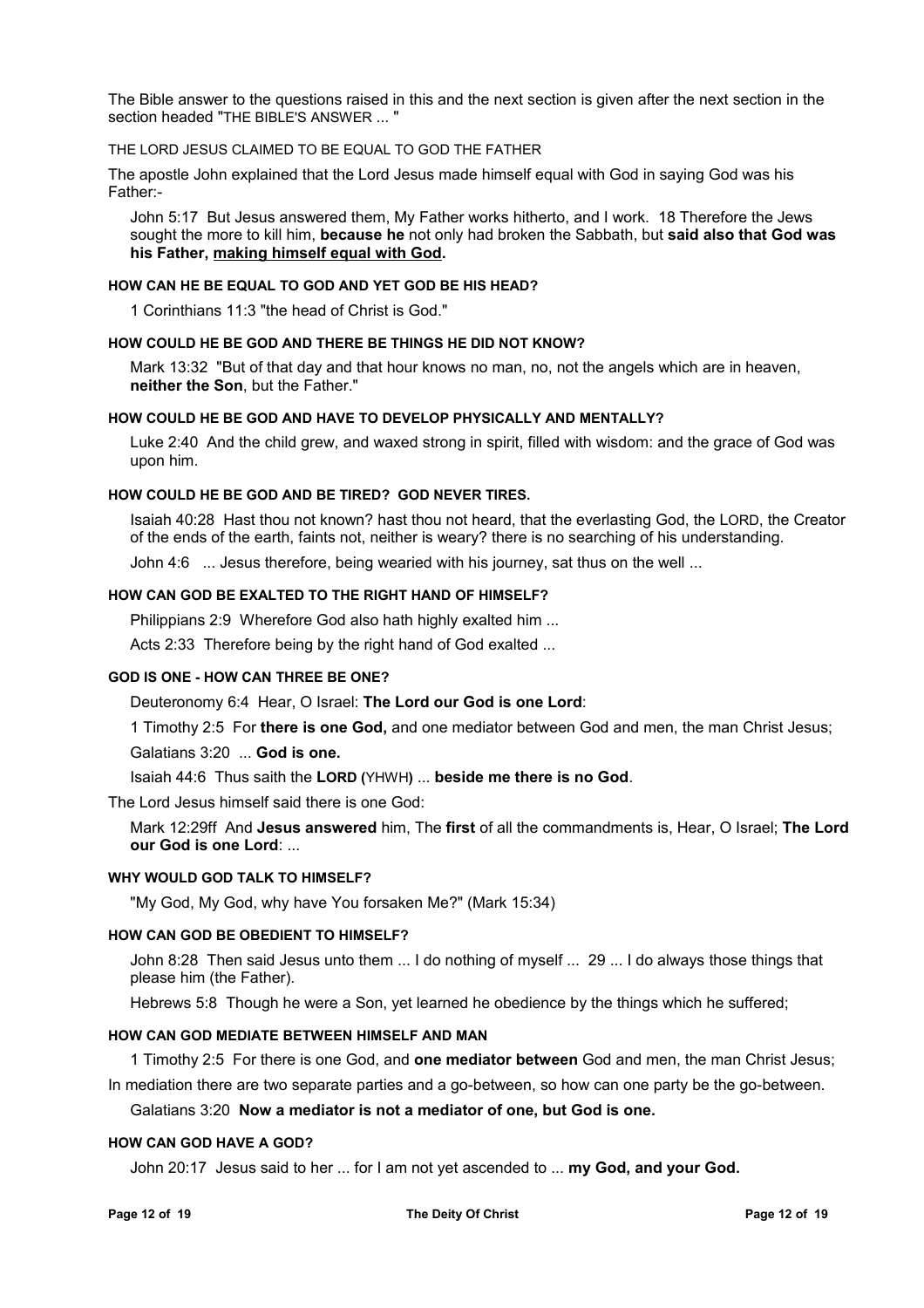The Bible answer to the questions raised in this and the next section is given after the next section in the section headed "THE BIBLE'S ANSWER ... "

THE LORD JESUS CLAIMED TO BE EQUAL TO GOD THE FATHER

The apostle John explained that the Lord Jesus made himself equal with God in saying God was his Father:-

> John 5:17 But Jesus answered them, My Father works hitherto, and I work. 18 Therefore the Jews sought the more to kill him, **because he** not only had broken the Sabbath, but **said also that God was his Father, <u>making himself equal with God</u>.**

#### HOW CAN HE BE EQUAL TO GOD AND YET GOD BE HIS HEAD?

> 1 Corinthians 11:3 "the head of Christ is God."

#### HOW COULD HE BE GOD AND THERE BE THINGS HE DID NOT KNOW?

> Mark 13:32 "But of that day and that hour knows no man, no, not the angels which are in heaven, **neither the Son**, but the Father."

#### HOW COULD HE BE GOD AND HAVE TO DEVELOP PHYSICALLY AND MENTALLY?

> Luke 2:40 And the child grew, and waxed strong in spirit, filled with wisdom: and the grace of God was upon him.

#### HOW COULD HE BE GOD AND BE TIRED? GOD NEVER TIRES.

> Isaiah 40:28 Hast thou not known? hast thou not heard, that the everlasting God, the LORD, the Creator of the ends of the earth, faints not, neither is weary? there is no searching of his understanding.
>
> John 4:6 ... Jesus therefore, being wearied with his journey, sat thus on the well ...

#### HOW CAN GOD BE EXALTED TO THE RIGHT HAND OF HIMSELF?

> Philippians 2:9 Wherefore God also hath highly exalted him ...
>
> Acts 2:33 Therefore being by the right hand of God exalted ...

#### GOD IS ONE - HOW CAN THREE BE ONE?

> Deuteronomy 6:4 Hear, O Israel: **The Lord our God is one Lord**:
>
> 1 Timothy 2:5 For **there is one God,** and one mediator between God and men, the man Christ Jesus;
>
> Galatians 3:20 ... **God is one.**
>
> Isaiah 44:6 Thus saith the **LORD (**YHWH**)** ... **beside me there is no God**.

The Lord Jesus himself said there is one God:

> Mark 12:29ff And **Jesus answered** him, The **first** of all the commandments is, Hear, O Israel; **The Lord our God is one Lord**: ...

#### WHY WOULD GOD TALK TO HIMSELF?

> "My God, My God, why have You forsaken Me?" (Mark 15:34)

#### HOW CAN GOD BE OBEDIENT TO HIMSELF?

> John 8:28 Then said Jesus unto them ... I do nothing of myself ... 29 ... I do always those things that please him (the Father).
>
> Hebrews 5:8 Though he were a Son, yet learned he obedience by the things which he suffered;

#### HOW CAN GOD MEDIATE BETWEEN HIMSELF AND MAN

> 1 Timothy 2:5 For there is one God, and **one mediator between** God and men, the man Christ Jesus;

In mediation there are two separate parties and a go-between, so how can one party be the go-between.

> Galatians 3:20 **Now a mediator is not a mediator of one, but God is one.**

#### HOW CAN GOD HAVE A GOD?

> John 20:17 Jesus said to her ... for I am not yet ascended to ... **my God, and your God.**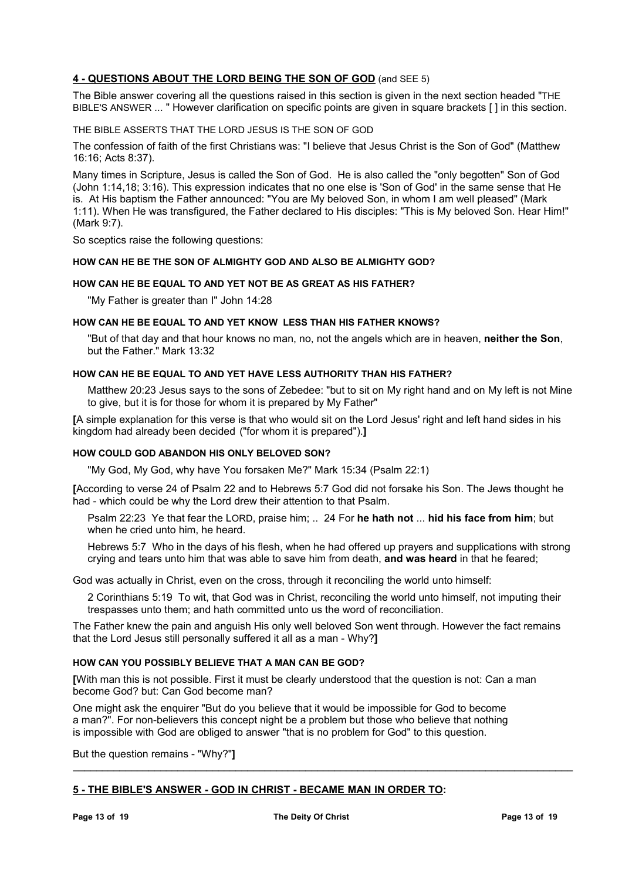## **4 - QUESTIONS ABOUT THE LORD BEING THE SON OF GOD** (and SEE 5)

The Bible answer covering all the questions raised in this section is given in the next section headed "THE BIBLE'S ANSWER ... " However clarification on specific points are given in square brackets [ ] in this section.

THE BIBLE ASSERTS THAT THE LORD JESUS IS THE SON OF GOD

The confession of faith of the first Christians was: "I believe that Jesus Christ is the Son of God" (Matthew 16:16; Acts 8:37).

Many times in Scripture, Jesus is called the Son of God. He is also called the "only begotten" Son of God (John 1:14,18; 3:16). This expression indicates that no one else is 'Son of God' in the same sense that He is. At His baptism the Father announced: "You are My beloved Son, in whom I am well pleased" (Mark 1:11). When He was transfigured, the Father declared to His disciples: "This is My beloved Son. Hear Him!" (Mark 9:7).

So sceptics raise the following questions:

#### **HOW CAN HE BE THE SON OF ALMIGHTY GOD AND ALSO BE ALMIGHTY GOD?**

#### **HOW CAN HE BE EQUAL TO AND YET NOT BE AS GREAT AS HIS FATHER?**

"My Father is greater than I" John 14:28

#### **HOW CAN HE BE EQUAL TO AND YET KNOW LESS THAN HIS FATHER KNOWS?**

"But of that day and that hour knows no man, no, not the angels which are in heaven, **neither the Son**, but the Father." Mark 13:32

#### **HOW CAN HE BE EQUAL TO AND YET HAVE LESS AUTHORITY THAN HIS FATHER?**

Matthew 20:23 Jesus says to the sons of Zebedee: "but to sit on My right hand and on My left is not Mine to give, but it is for those for whom it is prepared by My Father"

**[**A simple explanation for this verse is that who would sit on the Lord Jesus' right and left hand sides in his kingdom had already been decided ("for whom it is prepared").**]**

#### **HOW COULD GOD ABANDON HIS ONLY BELOVED SON?**

"My God, My God, why have You forsaken Me?" Mark 15:34 (Psalm 22:1)

**[**According to verse 24 of Psalm 22 and to Hebrews 5:7 God did not forsake his Son. The Jews thought he had - which could be why the Lord drew their attention to that Psalm.

Psalm 22:23 Ye that fear the LORD, praise him; .. 24 For **he hath not** ... **hid his face from him**; but when he cried unto him, he heard.

Hebrews 5:7 Who in the days of his flesh, when he had offered up prayers and supplications with strong crying and tears unto him that was able to save him from death, **and was heard** in that he feared;

God was actually in Christ, even on the cross, through it reconciling the world unto himself:

2 Corinthians 5:19 To wit, that God was in Christ, reconciling the world unto himself, not imputing their trespasses unto them; and hath committed unto us the word of reconciliation.

The Father knew the pain and anguish His only well beloved Son went through. However the fact remains that the Lord Jesus still personally suffered it all as a man - Why?**]**

#### **HOW CAN YOU POSSIBLY BELIEVE THAT A MAN CAN BE GOD?**

**[**With man this is not possible. First it must be clearly understood that the question is not: Can a man become God? but: Can God become man?

One might ask the enquirer "But do you believe that it would be impossible for God to become a man?". For non-believers this concept night be a problem but those who believe that nothing is impossible with God are obliged to answer "that is no problem for God" to this question.

But the question remains - "Why?"**]**

---

## **5 - THE BIBLE'S ANSWER - GOD IN CHRIST - BECAME MAN IN ORDER TO:**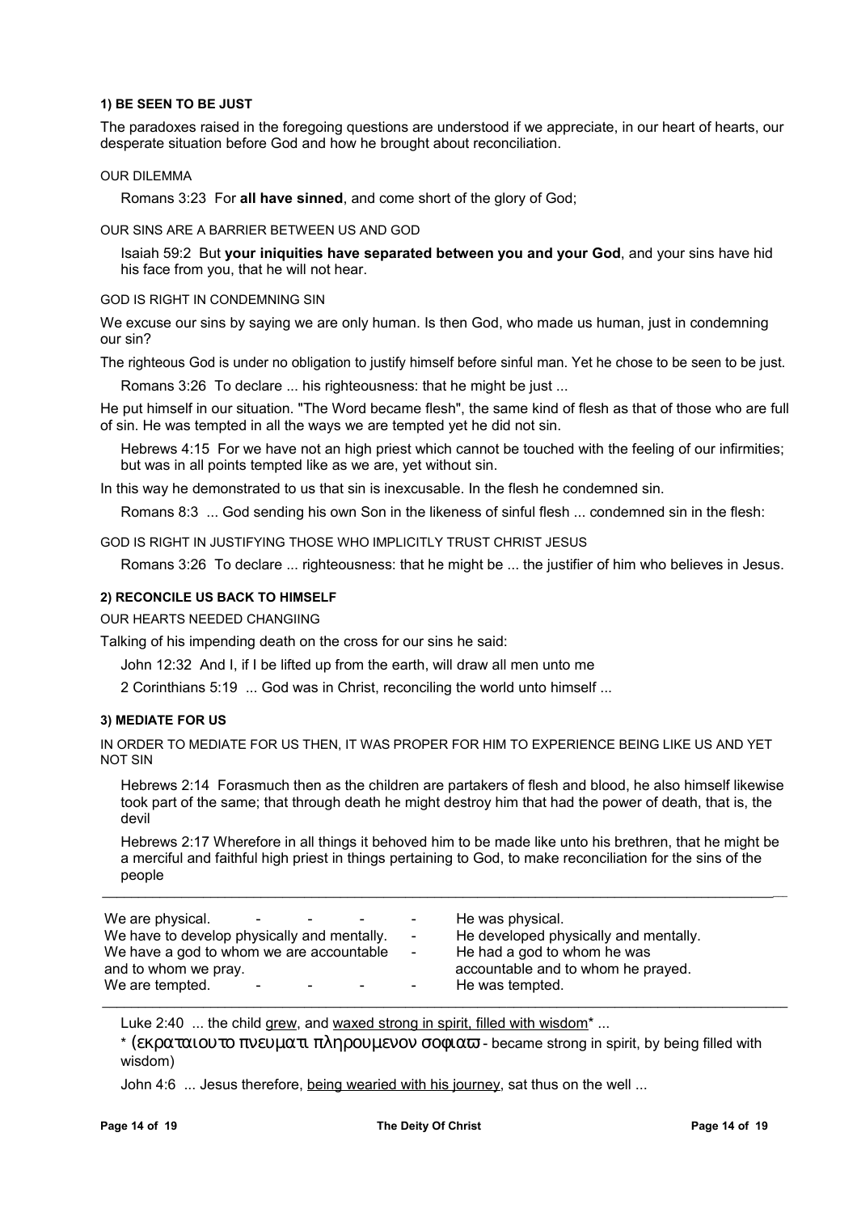### 1) BE SEEN TO BE JUST

The paradoxes raised in the foregoing questions are understood if we appreciate, in our heart of hearts, our desperate situation before God and how he brought about reconciliation.

OUR DILEMMA

> Romans 3:23 For **all have sinned**, and come short of the glory of God;

OUR SINS ARE A BARRIER BETWEEN US AND GOD

> Isaiah 59:2 But **your iniquities have separated between you and your God**, and your sins have hid his face from you, that he will not hear.

GOD IS RIGHT IN CONDEMNING SIN

We excuse our sins by saying we are only human. Is then God, who made us human, just in condemning our sin?

The righteous God is under no obligation to justify himself before sinful man. Yet he chose to be seen to be just.

> Romans 3:26 To declare ... his righteousness: that he might be just ...

He put himself in our situation. "The Word became flesh", the same kind of flesh as that of those who are full of sin. He was tempted in all the ways we are tempted yet he did not sin.

> Hebrews 4:15 For we have not an high priest which cannot be touched with the feeling of our infirmities; but was in all points tempted like as we are, yet without sin.

In this way he demonstrated to us that sin is inexcusable. In the flesh he condemned sin.

> Romans 8:3 ... God sending his own Son in the likeness of sinful flesh ... condemned sin in the flesh:

GOD IS RIGHT IN JUSTIFYING THOSE WHO IMPLICITLY TRUST CHRIST JESUS

> Romans 3:26 To declare ... righteousness: that he might be ... the justifier of him who believes in Jesus.

### 2) RECONCILE US BACK TO HIMSELF

OUR HEARTS NEEDED CHANGIING

Talking of his impending death on the cross for our sins he said:

> John 12:32 And I, if I be lifted up from the earth, will draw all men unto me

> 2 Corinthians 5:19 ... God was in Christ, reconciling the world unto himself ...

### 3) MEDIATE FOR US

IN ORDER TO MEDIATE FOR US THEN, IT WAS PROPER FOR HIM TO EXPERIENCE BEING LIKE US AND YET NOT SIN

> Hebrews 2:14 Forasmuch then as the children are partakers of flesh and blood, he also himself likewise took part of the same; that through death he might destroy him that had the power of death, that is, the devil

> Hebrews 2:17 Wherefore in all things it behoved him to be made like unto his brethren, that he might be a merciful and faithful high priest in things pertaining to God, to make reconciliation for the sins of the people

| | | |
|---|---|---|
| We are physical. | - | He was physical. |
| We have to develop physically and mentally. | - | He developed physically and mentally. |
| We have a god to whom we are accountable and to whom we pray. | - | He had a god to whom he was accountable and to whom he prayed. |
| We are tempted. | - | He was tempted. |

> Luke 2:40 ... the child grew, and waxed strong in spirit, filled with wisdom* ...

\* (εκραταιουτο πνευματι πληρουμενον σοφιαϖ - became strong in spirit, by being filled with wisdom)

> John 4:6 ... Jesus therefore, being wearied with his journey, sat thus on the well ...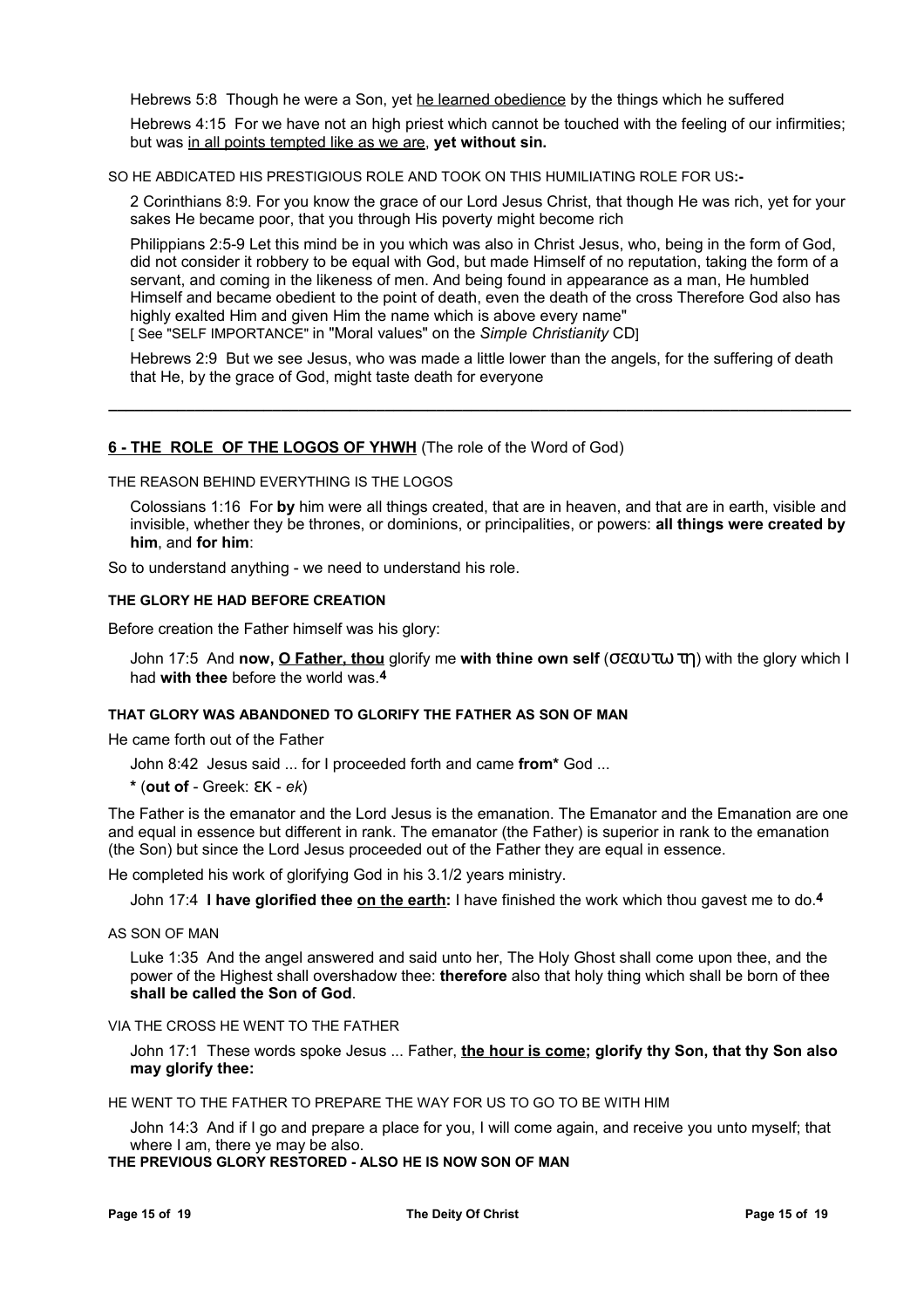Hebrews 5:8  Though he were a Son, yet <u>he learned obedience</u> by the things which he suffered

Hebrews 4:15  For we have not an high priest which cannot be touched with the feeling of our infirmities; but was <u>in all points tempted like as we are</u>, **yet without sin.**

SO HE ABDICATED HIS PRESTIGIOUS ROLE AND TOOK ON THIS HUMILIATING ROLE FOR US**:-**

2 Corinthians 8:9. For you know the grace of our Lord Jesus Christ, that though He was rich, yet for your sakes He became poor, that you through His poverty might become rich

Philippians 2:5-9 Let this mind be in you which was also in Christ Jesus, who, being in the form of God, did not consider it robbery to be equal with God, but made Himself of no reputation, taking the form of a servant, and coming in the likeness of men. And being found in appearance as a man, He humbled Himself and became obedient to the point of death, even the death of the cross Therefore God also has highly exalted Him and given Him the name which is above every name"
[ See "SELF IMPORTANCE" in "Moral values" on the *Simple Christianity* CD]

Hebrews 2:9  But we see Jesus, who was made a little lower than the angels, for the suffering of death that He, by the grace of God, might taste death for everyone

---

## <u>6 - THE ROLE OF THE LOGOS OF YHWH</u> (The role of the Word of God)

THE REASON BEHIND EVERYTHING IS THE LOGOS

Colossians 1:16  For **by** him were all things created, that are in heaven, and that are in earth, visible and invisible, whether they be thrones, or dominions, or principalities, or powers: **all things were created by him**, and **for him**:

So to understand anything - we need to understand his role.

### THE GLORY HE HAD BEFORE CREATION

Before creation the Father himself was his glory:

John 17:5  And **now, <u>O Father, thou</u>** glorify me **with thine own self** (σεαυτω τη) with the glory which I had **with thee** before the world was.**[4]**

### THAT GLORY WAS ABANDONED TO GLORIFY THE FATHER AS SON OF MAN

He came forth out of the Father

John 8:42  Jesus said ... for I proceeded forth and came **from*** God ...

**\*** (**out of** - Greek: εκ - *ek*)

The Father is the emanator and the Lord Jesus is the emanation. The Emanator and the Emanation are one and equal in essence but different in rank. The emanator (the Father) is superior in rank to the emanation (the Son) but since the Lord Jesus proceeded out of the Father they are equal in essence.

He completed his work of glorifying God in his 3.1/2 years ministry.

John 17:4  **I have glorified thee <u>on the earth</u>:** I have finished the work which thou gavest me to do.**[4]**

AS SON OF MAN

Luke 1:35  And the angel answered and said unto her, The Holy Ghost shall come upon thee, and the power of the Highest shall overshadow thee: **therefore** also that holy thing which shall be born of thee **shall be called the Son of God**.

VIA THE CROSS HE WENT TO THE FATHER

John 17:1  These words spoke Jesus ... Father, **<u>the hour is come</u>; glorify thy Son, that thy Son also may glorify thee:**

HE WENT TO THE FATHER TO PREPARE THE WAY FOR US TO GO TO BE WITH HIM

John 14:3  And if I go and prepare a place for you, I will come again, and receive you unto myself; that where I am, there ye may be also.

### THE PREVIOUS GLORY RESTORED - ALSO HE IS NOW SON OF MAN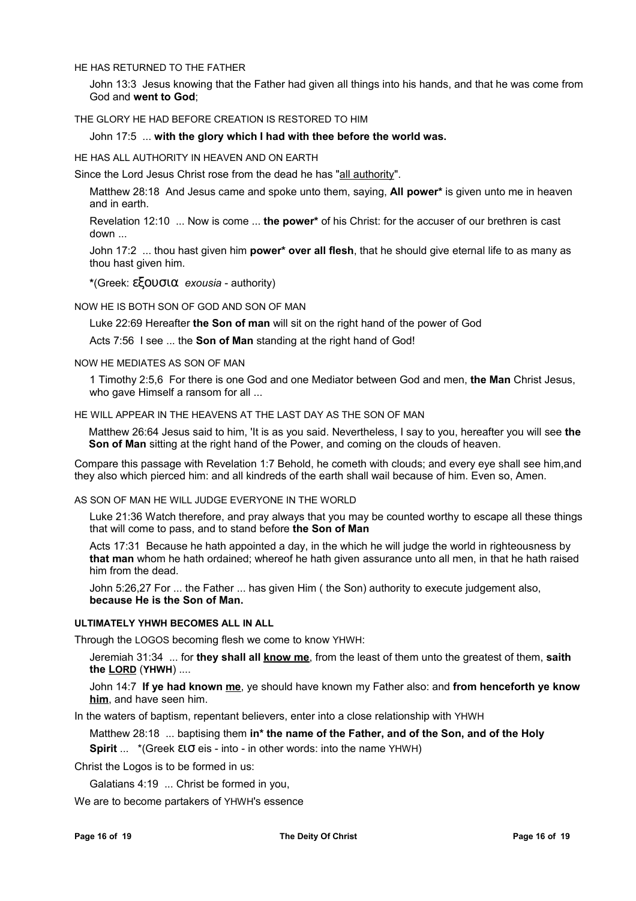HE HAS RETURNED TO THE FATHER

> John 13:3 Jesus knowing that the Father had given all things into his hands, and that he was come from God and **went to God**;

THE GLORY HE HAD BEFORE CREATION IS RESTORED TO HIM

> John 17:5 ... **with the glory which I had with thee before the world was.**

HE HAS ALL AUTHORITY IN HEAVEN AND ON EARTH

Since the Lord Jesus Christ rose from the dead he has "<u>all authority</u>".

> Matthew 28:18 And Jesus came and spoke unto them, saying, **All power*** is given unto me in heaven and in earth.
>
> Revelation 12:10 ... Now is come ... **the power*** of his Christ: for the accuser of our brethren is cast down ...
>
> John 17:2 ... thou hast given him **power* over all flesh**, that he should give eternal life to as many as thou hast given him.
>
> *(Greek: εξουσια *exousia* - authority)

NOW HE IS BOTH SON OF GOD AND SON OF MAN

> Luke 22:69 Hereafter **the Son of man** will sit on the right hand of the power of God
>
> Acts 7:56 I see ... the **Son of Man** standing at the right hand of God!

NOW HE MEDIATES AS SON OF MAN

> 1 Timothy 2:5,6 For there is one God and one Mediator between God and men, **the Man** Christ Jesus, who gave Himself a ransom for all ...

HE WILL APPEAR IN THE HEAVENS AT THE LAST DAY AS THE SON OF MAN

> Matthew 26:64 Jesus said to him, 'It is as you said. Nevertheless, I say to you, hereafter you will see **the Son of Man** sitting at the right hand of the Power, and coming on the clouds of heaven.

Compare this passage with Revelation 1:7 Behold, he cometh with clouds; and every eye shall see him,and they also which pierced him: and all kindreds of the earth shall wail because of him. Even so, Amen.

AS SON OF MAN HE WILL JUDGE EVERYONE IN THE WORLD

> Luke 21:36 Watch therefore, and pray always that you may be counted worthy to escape all these things that will come to pass, and to stand before **the Son of Man**
>
> Acts 17:31 Because he hath appointed a day, in the which he will judge the world in righteousness by **that man** whom he hath ordained; whereof he hath given assurance unto all men, in that he hath raised him from the dead.
>
> John 5:26,27 For ... the Father ... has given Him ( the Son) authority to execute judgement also, **because He is the Son of Man.**

**ULTIMATELY YHWH BECOMES ALL IN ALL**

Through the LOGOS becoming flesh we come to know YHWH:

> Jeremiah 31:34 ... for **they shall all <u>know me</u>**, from the least of them unto the greatest of them, **saith the <u>LORD</u>** (**YHWH**) ....
>
> John 14:7 **If ye had known <u>me</u>**, ye should have known my Father also: and **from henceforth ye know <u>him</u>**, and have seen him.

In the waters of baptism, repentant believers, enter into a close relationship with YHWH

> Matthew 28:18 ... baptising them **in* the name of the Father, and of the Son, and of the Holy Spirit** ... *(Greek εισ eis - into - in other words: into the name YHWH)

Christ the Logos is to be formed in us:

> Galatians 4:19 ... Christ be formed in you,

We are to become partakers of YHWH's essence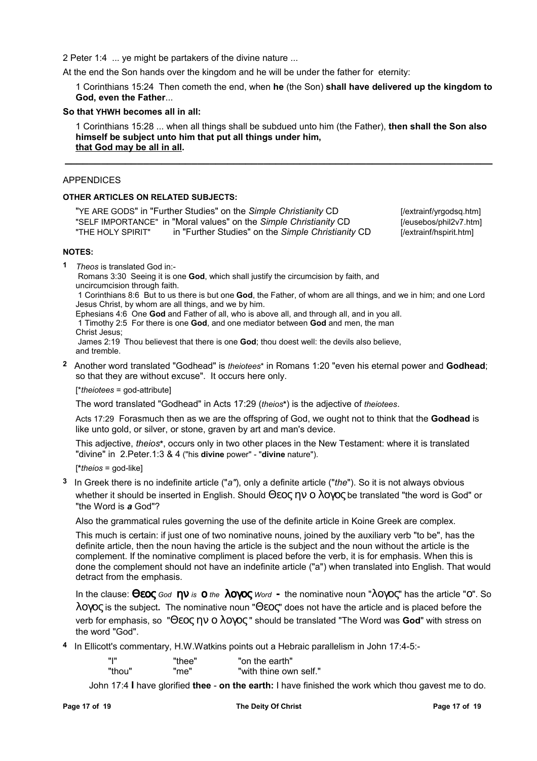2 Peter 1:4 ... ye might be partakers of the divine nature ...

At the end the Son hands over the kingdom and he will be under the father for eternity:

> 1 Corinthians 15:24 Then cometh the end, when **he** (the Son) **shall have delivered up the kingdom to God, even the Father**...

**So that YHWH becomes all in all:**

> 1 Corinthians 15:28 ... when all things shall be subdued unto him (the Father), **then shall the Son also himself be subject unto him that put all things under him,**
> **<u>that God may be all in all</u>.**

---

## APPENDICES

### OTHER ARTICLES ON RELATED SUBJECTS:

| | | |
|---|---|---|
| "YE ARE GODS" in "Further Studies" on the *Simple Christianity* CD | | [/extrainf/yrgodsq.htm] |
| "SELF IMPORTANCE" in "Moral values" on the *Simple Christianity* CD | | [/eusebos/phil2v7.htm] |
| "THE HOLY SPIRIT" | in "Further Studies" on the *Simple Christianity* CD | [/extrainf/hspirit.htm] |

### NOTES:

**1** *Theos* is translated God in:-
Romans 3:30 Seeing it is one **God**, which shall justify the circumcision by faith, and uncircumcision through faith.
1 Corinthians 8:6 But to us there is but one **God**, the Father, of whom are all things, and we in him; and one Lord Jesus Christ, by whom are all things, and we by him.
Ephesians 4:6 One **God** and Father of all, who is above all, and through all, and in you all.
1 Timothy 2:5 For there is one **God**, and one mediator between **God** and men, the man Christ Jesus;
James 2:19 Thou believest that there is one **God**; thou doest well: the devils also believe, and tremble.

**2** Another word translated "Godhead" is *theiotees*\* in Romans 1:20 "even his eternal power and **Godhead**; so that they are without excuse". It occurs here only.

[\**theiotees* = god-attribute]

The word translated "Godhead" in Acts 17:29 (*theios*\*) is the adjective of *theiotees*.

Acts 17:29 Forasmuch then as we are the offspring of God, we ought not to think that the **Godhead** is like unto gold, or silver, or stone, graven by art and man's device.

This adjective, *theios*\*, occurs only in two other places in the New Testament: where it is translated "divine" in 2.Peter.1:3 & 4 ("his **divine** power" - "**divine** nature").

[\**theios* = god-like]

**3** In Greek there is no indefinite article ("*a*"), only a definite article ("*the*"). So it is not always obvious whether it should be inserted in English. Should Θεος ην ο λογος be translated "the word is God" or "the Word is ***a*** God"?

Also the grammatical rules governing the use of the definite article in Koine Greek are complex.

This much is certain: if just one of two nominative nouns, joined by the auxiliary verb "to be", has the definite article, then the noun having the article is the subject and the noun without the article is the complement. If the nominative compliment is placed before the verb, it is for emphasis. When this is done the complement should not have an indefinite article ("a") when translated into English. That would detract from the emphasis.

In the clause: **Θεος** *God* **ην** *is* **ο** *the* **λογος** *Word* **-** the nominative noun "λογος" has the article "ο". So λογος is the subject. The nominative noun "Θεος" does not have the article and is placed before the verb for emphasis, so "Θεος ην ο λογος" should be translated "The Word was **God**" with stress on the word "God".

**4** In Ellicott's commentary, H.W.Watkins points out a Hebraic parallelism in John 17:4-5:-

| | | |
|---|---|---|
| "I" | "thee" | "on the earth" |
| "thou" | "me" | "with thine own self." |

John 17:4 **I** have glorified **thee** - **on the earth:** I have finished the work which thou gavest me to do.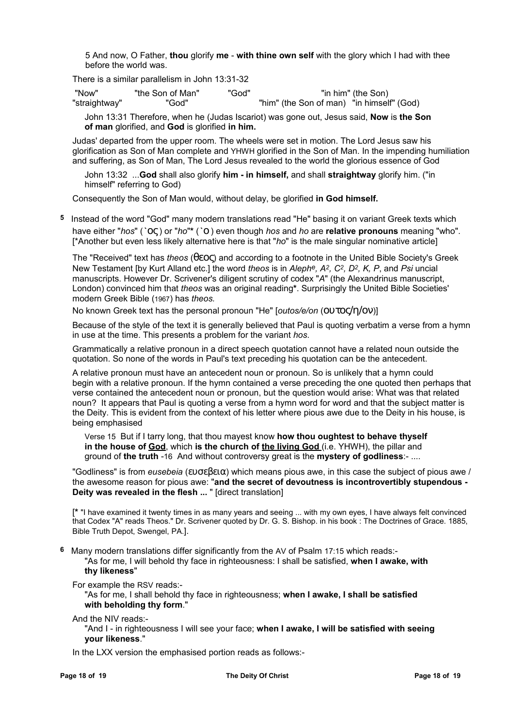5 And now, O Father, **thou** glorify **me** - **with thine own self** with the glory which I had with thee before the world was.

There is a similar parallelism in John 13:31-32

| | | | |
|---|---|---|---|
| "Now" | "the Son of Man" | "God" | "in him" (the Son) |
| "straightway" | "God" | "him" (the Son of man) | "in himself" (God) |

John 13:31 Therefore, when he (Judas Iscariot) was gone out, Jesus said, **Now** is **the Son of man** glorified, and **God** is glorified **in him.**

Judas' departed from the upper room. The wheels were set in motion. The Lord Jesus saw his glorification as Son of Man complete and YHWH glorified in the Son of Man. In the impending humiliation and suffering, as Son of Man, The Lord Jesus revealed to the world the glorious essence of God

John 13:32 ...**God** shall also glorify **him - in himself,** and shall **straightway** glorify him. ("in himself" referring to God)

Consequently the Son of Man would, without delay, be glorified **in God himself.**

**5** Instead of the word "God" many modern translations read "He" basing it on variant Greek texts which have either "*hos*" (`ος) or "*ho*"* (`ο) even though *hos* and *ho* are **relative pronouns** meaning "who". [*Another but even less likely alternative here is that "*ho*" is the male singular nominative article]

The "Received" text has *theos* (θεος) and according to a footnote in the United Bible Society's Greek New Testament [by Kurt Alland etc.] the word *theos* is in *Aleph^e, A^2, C^2, D^2, K, P*, and *Psi* uncial manuscripts. However Dr. Scrivener's diligent scrutiny of codex "*A*" (the Alexandrinus manuscript, London) convinced him that *theos* was an original reading*. Surprisingly the United Bible Societies' modern Greek Bible (1967) has *theos.*

No known Greek text has the personal pronoun "He" [*outos/e/on* (ουτος/η/ον)]

Because of the style of the text it is generally believed that Paul is quoting verbatim a verse from a hymn in use at the time. This presents a problem for the variant *hos*.

Grammatically a relative pronoun in a direct speech quotation cannot have a related noun outside the quotation. So none of the words in Paul's text preceding his quotation can be the antecedent.

A relative pronoun must have an antecedent noun or pronoun. So is unlikely that a hymn could begin with a relative pronoun. If the hymn contained a verse preceding the one quoted then perhaps that verse contained the antecedent noun or pronoun, but the question would arise: What was that related noun? It appears that Paul is quoting a verse from a hymn word for word and that the subject matter is the Deity. This is evident from the context of his letter where pious awe due to the Deity in his house, is being emphasised

Verse 15 But if I tarry long, that thou mayest know **how thou oughtest to behave thyself in the house of God**, which **is the church of the living God** (i.e. YHWH), the pillar and ground of **the truth** -16 And without controversy great is the **mystery of godliness**:- ....

"Godliness" is from *eusebeia* (ευσεβεια) which means pious awe, in this case the subject of pious awe / the awesome reason for pious awe: "**and the secret of devoutness is incontrovertibly stupendous - Deity was revealed in the flesh ...** " [direct translation]

[* "I have examined it twenty times in as many years and seeing ... with my own eyes, I have always felt convinced that Codex "A" reads Theos." Dr. Scrivener quoted by Dr. G. S. Bishop. in his book : The Doctrines of Grace. 1885, Bible Truth Depot, Swengel, PA.].

**6** Many modern translations differ significantly from the AV of Psalm 17:15 which reads:-

"As for me, I will behold thy face in righteousness: I shall be satisfied, **when I awake, with thy likeness**"

For example the RSV reads:-

"As for me, I shall behold thy face in righteousness; **when I awake, I shall be satisfied with beholding thy form**."

And the NIV reads:-

"And I - in righteousness I will see your face; **when I awake, I will be satisfied with seeing your likeness**."

In the LXX version the emphasised portion reads as follows:-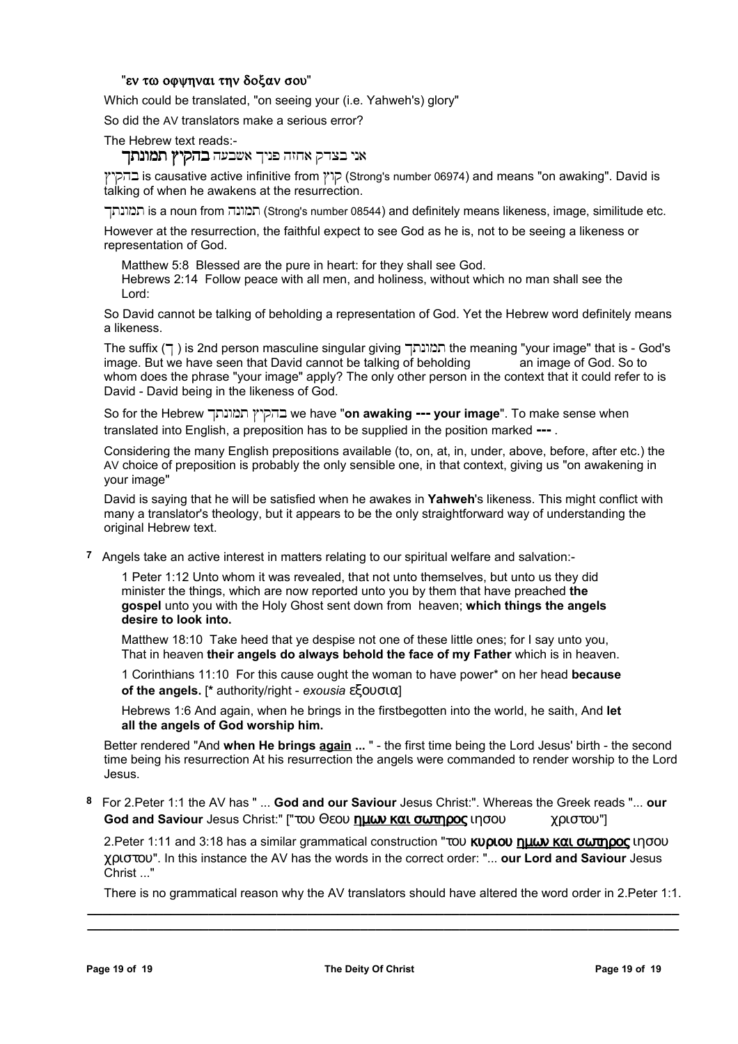"εν τω οφψηναι την δοξαν σου"

Which could be translated, "on seeing your (i.e. Yahweh's) glory"

So did the AV translators make a serious error?

The Hebrew text reads:-

אני בצדק אחזה פניך אשבעה **בהקיץ תמונתך**

בהקיץ is causative active infinitive from קוץ (Strong's number 06974) and means "on awaking". David is talking of when he awakens at the resurrection.

תמונתך is a noun from תמונה (Strong's number 08544) and definitely means likeness, image, similitude etc.

However at the resurrection, the faithful expect to see God as he is, not to be seeing a likeness or representation of God.

> Matthew 5:8 Blessed are the pure in heart: for they shall see God.
> Hebrews 2:14 Follow peace with all men, and holiness, without which no man shall see the Lord:

So David cannot be talking of beholding a representation of God. Yet the Hebrew word definitely means a likeness.

The suffix (ך ) is 2nd person masculine singular giving תמונתך the meaning "your image" that is - God's image. But we have seen that David cannot be talking of beholding an image of God. So to whom does the phrase "your image" apply? The only other person in the context that it could refer to is David - David being in the likeness of God.

So for the Hebrew בהקיץ תמונתך we have "**on awaking --- your image**". To make sense when translated into English, a preposition has to be supplied in the position marked **---** .

Considering the many English prepositions available (to, on, at, in, under, above, before, after etc.) the AV choice of preposition is probably the only sensible one, in that context, giving us "on awakening in your image"

David is saying that he will be satisfied when he awakes in **Yahweh**'s likeness. This might conflict with many a translator's theology, but it appears to be the only straightforward way of understanding the original Hebrew text.

[7] Angels take an active interest in matters relating to our spiritual welfare and salvation:-

> 1 Peter 1:12 Unto whom it was revealed, that not unto themselves, but unto us they did minister the things, which are now reported unto you by them that have preached **the gospel** unto you with the Holy Ghost sent down from heaven; **which things the angels desire to look into.**
>
> Matthew 18:10 Take heed that ye despise not one of these little ones; for I say unto you, That in heaven **their angels do always behold the face of my Father** which is in heaven.
>
> 1 Corinthians 11:10 For this cause ought the woman to have power* on her head **because of the angels.** [* authority/right - *exousia* εξουσια]
>
> Hebrews 1:6 And again, when he brings in the firstbegotten into the world, he saith, And **let all the angels of God worship him.**

Better rendered "And **when He brings <u>again</u> ...** " - the first time being the Lord Jesus' birth - the second time being his resurrection At his resurrection the angels were commanded to render worship to the Lord Jesus.

[8] For 2.Peter 1:1 the AV has " ... **God and our Saviour** Jesus Christ:". Whereas the Greek reads "... **our God and Saviour** Jesus Christ:" ["του Θεου **<u>ημων και σωτηρος</u>** ιησου χριστου"]

2.Peter 1:11 and 3:18 has a similar grammatical construction "του **κυριου <u>ημων και σωτηρος</u>** ιησου χριστου". In this instance the AV has the words in the correct order: "... **our Lord and Saviour** Jesus Christ ..."

There is no grammatical reason why the AV translators should have altered the word order in 2.Peter 1:1.